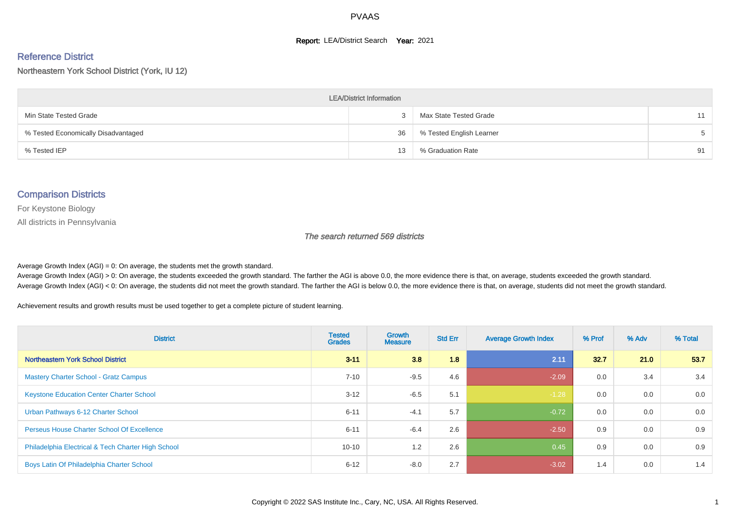# PVAAS

**Report:** LEA/District Search **Year:** 2021

## Reference District

Northeastern York School District (York, IU 12)

| LEA/District Information | | | |
|---|---|---|---|
| Min State Tested Grade | 3 | Max State Tested Grade | 11 |
| % Tested Economically Disadvantaged | 36 | % Tested English Learner | 5 |
| % Tested IEP | 13 | % Graduation Rate | 91 |

## Comparison Districts

For Keystone Biology

All districts in Pennsylvania

*The search returned 569 districts*

Average Growth Index (AGI) = 0: On average, the students met the growth standard.
Average Growth Index (AGI) > 0: On average, the students exceeded the growth standard. The farther the AGI is above 0.0, the more evidence there is that, on average, students exceeded the growth standard.
Average Growth Index (AGI) < 0: On average, the students did not meet the growth standard. The farther the AGI is below 0.0, the more evidence there is that, on average, students did not meet the growth standard.

Achievement results and growth results must be used together to get a complete picture of student learning.

| District | Tested Grades | Growth Measure | Std Err | Average Growth Index | % Prof | % Adv | % Total |
|---|---|---|---|---|---|---|---|
| **Northeastern York School District** | **3-11** | **3.8** | **1.8** | **2.11** | **32.7** | **21.0** | **53.7** |
| Mastery Charter School - Gratz Campus | 7-10 | -9.5 | 4.6 | -2.09 | 0.0 | 3.4 | 3.4 |
| Keystone Education Center Charter School | 3-12 | -6.5 | 5.1 | -1.28 | 0.0 | 0.0 | 0.0 |
| Urban Pathways 6-12 Charter School | 6-11 | -4.1 | 5.7 | -0.72 | 0.0 | 0.0 | 0.0 |
| Perseus House Charter School Of Excellence | 6-11 | -6.4 | 2.6 | -2.50 | 0.9 | 0.0 | 0.9 |
| Philadelphia Electrical & Tech Charter High School | 10-10 | 1.2 | 2.6 | 0.45 | 0.9 | 0.0 | 0.9 |
| Boys Latin Of Philadelphia Charter School | 6-12 | -8.0 | 2.7 | -3.02 | 1.4 | 0.0 | 1.4 |

Copyright © 2022 SAS Institute Inc., Cary, NC, USA. All Rights Reserved.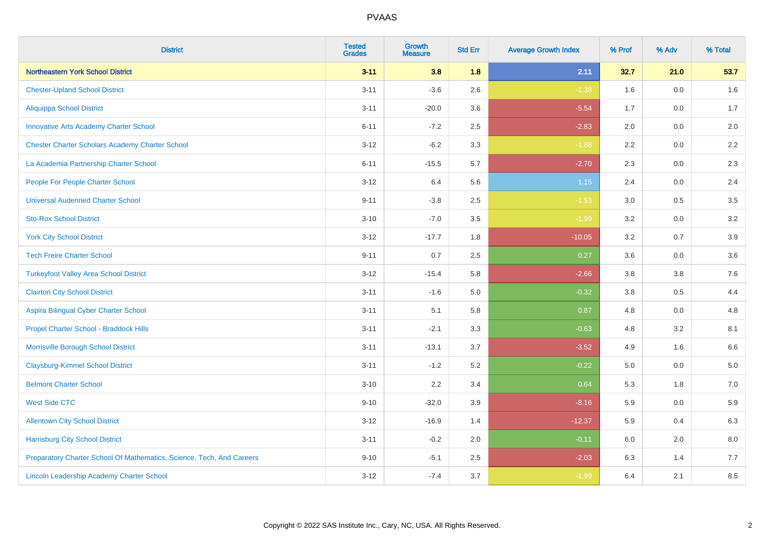# PVAAS

| District | Tested Grades | Growth Measure | Std Err | Average Growth Index | % Prof | % Adv | % Total |
|---|---|---|---|---|---|---|---|
| **Northeastern York School District** | **3-11** | **3.8** | **1.8** | **2.11** | **32.7** | **21.0** | **53.7** |
| Chester-Upland School District | 3-11 | -3.6 | 2.6 | -1.38 | 1.6 | 0.0 | 1.6 |
| Aliquippa School District | 3-11 | -20.0 | 3.6 | -5.54 | 1.7 | 0.0 | 1.7 |
| Innovative Arts Academy Charter School | 6-11 | -7.2 | 2.5 | -2.83 | 2.0 | 0.0 | 2.0 |
| Chester Charter Scholars Academy Charter School | 3-12 | -6.2 | 3.3 | -1.88 | 2.2 | 0.0 | 2.2 |
| La Academia Partnership Charter School | 6-11 | -15.5 | 5.7 | -2.70 | 2.3 | 0.0 | 2.3 |
| People For People Charter School | 3-12 | 6.4 | 5.6 | 1.15 | 2.4 | 0.0 | 2.4 |
| Universal Audenried Charter School | 9-11 | -3.8 | 2.5 | -1.53 | 3.0 | 0.5 | 3.5 |
| Sto-Rox School District | 3-10 | -7.0 | 3.5 | -1.99 | 3.2 | 0.0 | 3.2 |
| York City School District | 3-12 | -17.7 | 1.8 | -10.05 | 3.2 | 0.7 | 3.9 |
| Tech Freire Charter School | 9-11 | 0.7 | 2.5 | 0.27 | 3.6 | 0.0 | 3.6 |
| Turkeyfoot Valley Area School District | 3-12 | -15.4 | 5.8 | -2.66 | 3.8 | 3.8 | 7.6 |
| Clairton City School District | 3-11 | -1.6 | 5.0 | -0.32 | 3.8 | 0.5 | 4.4 |
| Aspira Bilingual Cyber Charter School | 3-11 | 5.1 | 5.8 | 0.87 | 4.8 | 0.0 | 4.8 |
| Propel Charter School - Braddock Hills | 3-11 | -2.1 | 3.3 | -0.63 | 4.8 | 3.2 | 8.1 |
| Morrisville Borough School District | 3-11 | -13.1 | 3.7 | -3.52 | 4.9 | 1.6 | 6.6 |
| Claysburg-Kimmel School District | 3-11 | -1.2 | 5.2 | -0.22 | 5.0 | 0.0 | 5.0 |
| Belmont Charter School | 3-10 | 2.2 | 3.4 | 0.64 | 5.3 | 1.8 | 7.0 |
| West Side CTC | 9-10 | -32.0 | 3.9 | -8.16 | 5.9 | 0.0 | 5.9 |
| Allentown City School District | 3-12 | -16.9 | 1.4 | -12.37 | 5.9 | 0.4 | 6.3 |
| Harrisburg City School District | 3-11 | -0.2 | 2.0 | -0.11 | 6.0 | 2.0 | 8.0 |
| Preparatory Charter School Of Mathematics, Science, Tech, And Careers | 9-10 | -5.1 | 2.5 | -2.03 | 6.3 | 1.4 | 7.7 |
| Lincoln Leadership Academy Charter School | 3-12 | -7.4 | 3.7 | -1.99 | 6.4 | 2.1 | 8.5 |

Copyright © 2022 SAS Institute Inc., Cary, NC, USA. All Rights Reserved.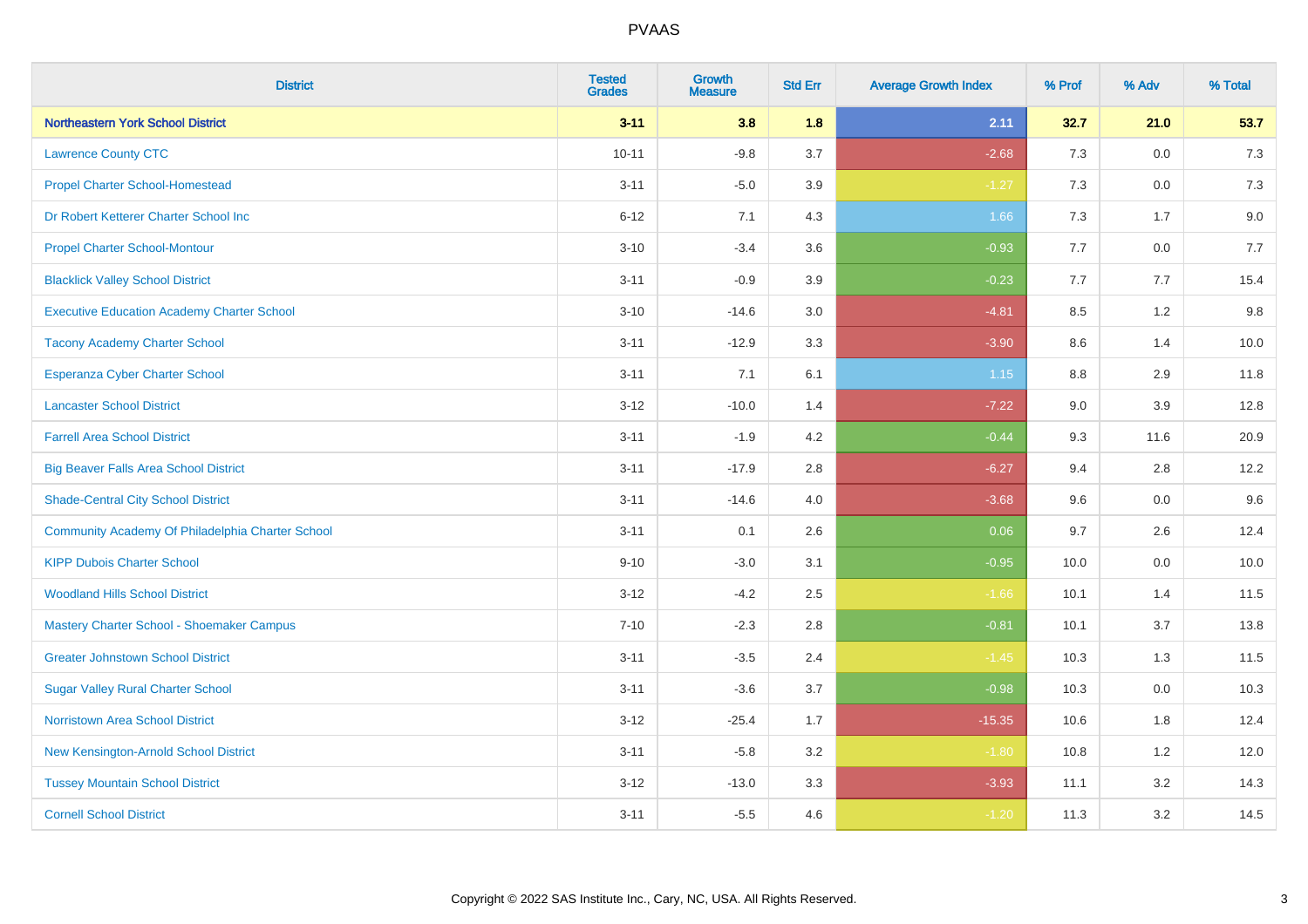| District | Tested Grades | Growth Measure | Std Err | Average Growth Index | % Prof | % Adv | % Total |
|---|---|---|---|---|---|---|---|
| **Northeastern York School District** | **3-11** | **3.8** | **1.8** | **2.11** | **32.7** | **21.0** | **53.7** |
| Lawrence County CTC | 10-11 | -9.8 | 3.7 | -2.68 | 7.3 | 0.0 | 7.3 |
| Propel Charter School-Homestead | 3-11 | -5.0 | 3.9 | -1.27 | 7.3 | 0.0 | 7.3 |
| Dr Robert Ketterer Charter School Inc | 6-12 | 7.1 | 4.3 | 1.66 | 7.3 | 1.7 | 9.0 |
| Propel Charter School-Montour | 3-10 | -3.4 | 3.6 | -0.93 | 7.7 | 0.0 | 7.7 |
| Blacklick Valley School District | 3-11 | -0.9 | 3.9 | -0.23 | 7.7 | 7.7 | 15.4 |
| Executive Education Academy Charter School | 3-10 | -14.6 | 3.0 | -4.81 | 8.5 | 1.2 | 9.8 |
| Tacony Academy Charter School | 3-11 | -12.9 | 3.3 | -3.90 | 8.6 | 1.4 | 10.0 |
| Esperanza Cyber Charter School | 3-11 | 7.1 | 6.1 | 1.15 | 8.8 | 2.9 | 11.8 |
| Lancaster School District | 3-12 | -10.0 | 1.4 | -7.22 | 9.0 | 3.9 | 12.8 |
| Farrell Area School District | 3-11 | -1.9 | 4.2 | -0.44 | 9.3 | 11.6 | 20.9 |
| Big Beaver Falls Area School District | 3-11 | -17.9 | 2.8 | -6.27 | 9.4 | 2.8 | 12.2 |
| Shade-Central City School District | 3-11 | -14.6 | 4.0 | -3.68 | 9.6 | 0.0 | 9.6 |
| Community Academy Of Philadelphia Charter School | 3-11 | 0.1 | 2.6 | 0.06 | 9.7 | 2.6 | 12.4 |
| KIPP Dubois Charter School | 9-10 | -3.0 | 3.1 | -0.95 | 10.0 | 0.0 | 10.0 |
| Woodland Hills School District | 3-12 | -4.2 | 2.5 | -1.66 | 10.1 | 1.4 | 11.5 |
| Mastery Charter School - Shoemaker Campus | 7-10 | -2.3 | 2.8 | -0.81 | 10.1 | 3.7 | 13.8 |
| Greater Johnstown School District | 3-11 | -3.5 | 2.4 | -1.45 | 10.3 | 1.3 | 11.5 |
| Sugar Valley Rural Charter School | 3-11 | -3.6 | 3.7 | -0.98 | 10.3 | 0.0 | 10.3 |
| Norristown Area School District | 3-12 | -25.4 | 1.7 | -15.35 | 10.6 | 1.8 | 12.4 |
| New Kensington-Arnold School District | 3-11 | -5.8 | 3.2 | -1.80 | 10.8 | 1.2 | 12.0 |
| Tussey Mountain School District | 3-12 | -13.0 | 3.3 | -3.93 | 11.1 | 3.2 | 14.3 |
| Cornell School District | 3-11 | -5.5 | 4.6 | -1.20 | 11.3 | 3.2 | 14.5 |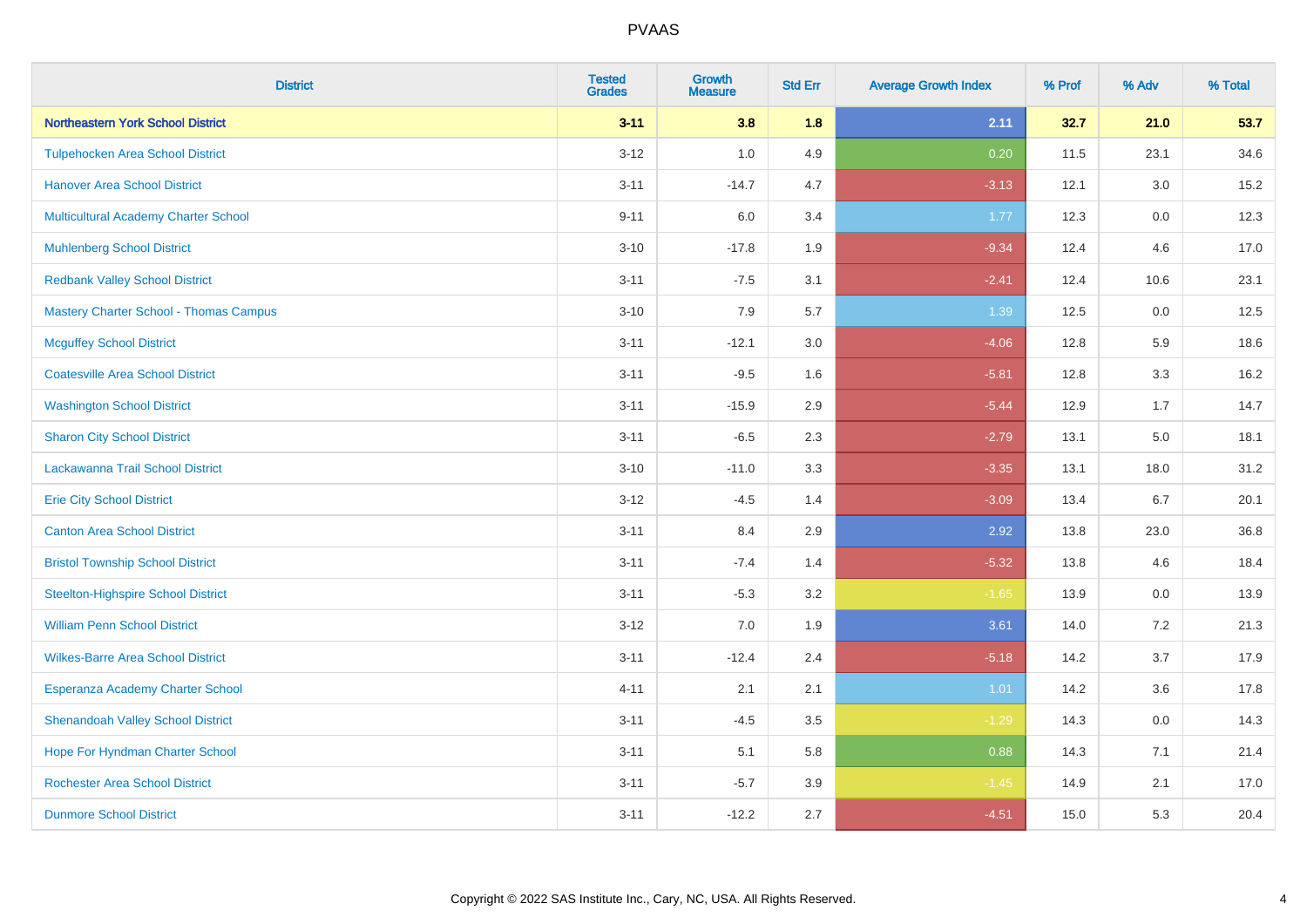| District | Tested Grades | Growth Measure | Std Err | Average Growth Index | % Prof | % Adv | % Total |
|---|---|---|---|---|---|---|---|
| **Northeastern York School District** | **3-11** | **3.8** | **1.8** | **2.11** | **32.7** | **21.0** | **53.7** |
| Tulpehocken Area School District | 3-12 | 1.0 | 4.9 | 0.20 | 11.5 | 23.1 | 34.6 |
| Hanover Area School District | 3-11 | -14.7 | 4.7 | -3.13 | 12.1 | 3.0 | 15.2 |
| Multicultural Academy Charter School | 9-11 | 6.0 | 3.4 | 1.77 | 12.3 | 0.0 | 12.3 |
| Muhlenberg School District | 3-10 | -17.8 | 1.9 | -9.34 | 12.4 | 4.6 | 17.0 |
| Redbank Valley School District | 3-11 | -7.5 | 3.1 | -2.41 | 12.4 | 10.6 | 23.1 |
| Mastery Charter School - Thomas Campus | 3-10 | 7.9 | 5.7 | 1.39 | 12.5 | 0.0 | 12.5 |
| Mcguffey School District | 3-11 | -12.1 | 3.0 | -4.06 | 12.8 | 5.9 | 18.6 |
| Coatesville Area School District | 3-11 | -9.5 | 1.6 | -5.81 | 12.8 | 3.3 | 16.2 |
| Washington School District | 3-11 | -15.9 | 2.9 | -5.44 | 12.9 | 1.7 | 14.7 |
| Sharon City School District | 3-11 | -6.5 | 2.3 | -2.79 | 13.1 | 5.0 | 18.1 |
| Lackawanna Trail School District | 3-10 | -11.0 | 3.3 | -3.35 | 13.1 | 18.0 | 31.2 |
| Erie City School District | 3-12 | -4.5 | 1.4 | -3.09 | 13.4 | 6.7 | 20.1 |
| Canton Area School District | 3-11 | 8.4 | 2.9 | 2.92 | 13.8 | 23.0 | 36.8 |
| Bristol Township School District | 3-11 | -7.4 | 1.4 | -5.32 | 13.8 | 4.6 | 18.4 |
| Steelton-Highspire School District | 3-11 | -5.3 | 3.2 | -1.65 | 13.9 | 0.0 | 13.9 |
| William Penn School District | 3-12 | 7.0 | 1.9 | 3.61 | 14.0 | 7.2 | 21.3 |
| Wilkes-Barre Area School District | 3-11 | -12.4 | 2.4 | -5.18 | 14.2 | 3.7 | 17.9 |
| Esperanza Academy Charter School | 4-11 | 2.1 | 2.1 | 1.01 | 14.2 | 3.6 | 17.8 |
| Shenandoah Valley School District | 3-11 | -4.5 | 3.5 | -1.29 | 14.3 | 0.0 | 14.3 |
| Hope For Hyndman Charter School | 3-11 | 5.1 | 5.8 | 0.88 | 14.3 | 7.1 | 21.4 |
| Rochester Area School District | 3-11 | -5.7 | 3.9 | -1.45 | 14.9 | 2.1 | 17.0 |
| Dunmore School District | 3-11 | -12.2 | 2.7 | -4.51 | 15.0 | 5.3 | 20.4 |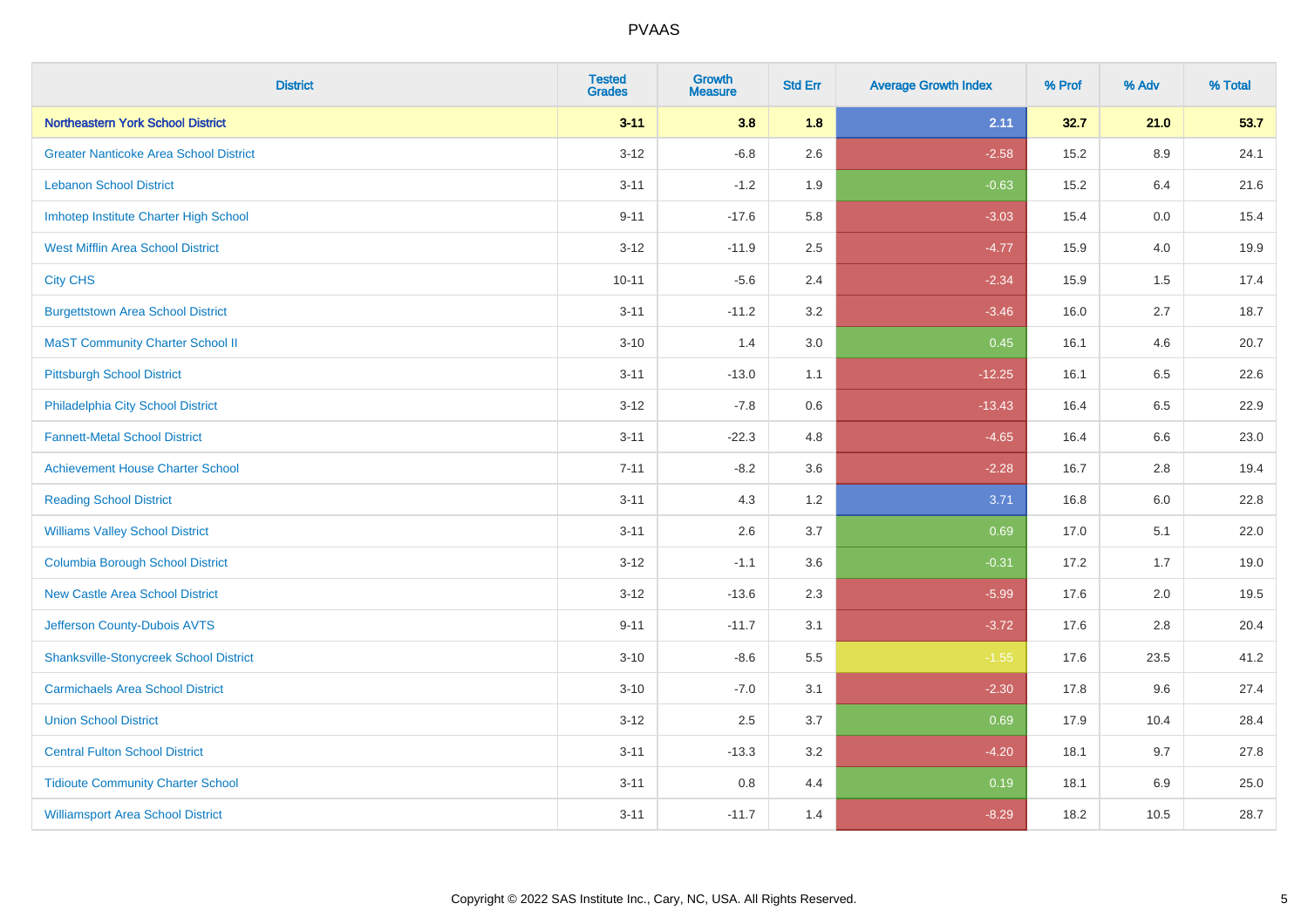# PVAAS

| District | Tested Grades | Growth Measure | Std Err | Average Growth Index | % Prof | % Adv | % Total |
|---|---|---|---|---|---|---|---|
| **Northeastern York School District** | **3-11** | **3.8** | **1.8** | **2.11** | **32.7** | **21.0** | **53.7** |
| Greater Nanticoke Area School District | 3-12 | -6.8 | 2.6 | -2.58 | 15.2 | 8.9 | 24.1 |
| Lebanon School District | 3-11 | -1.2 | 1.9 | -0.63 | 15.2 | 6.4 | 21.6 |
| Imhotep Institute Charter High School | 9-11 | -17.6 | 5.8 | -3.03 | 15.4 | 0.0 | 15.4 |
| West Mifflin Area School District | 3-12 | -11.9 | 2.5 | -4.77 | 15.9 | 4.0 | 19.9 |
| City CHS | 10-11 | -5.6 | 2.4 | -2.34 | 15.9 | 1.5 | 17.4 |
| Burgettstown Area School District | 3-11 | -11.2 | 3.2 | -3.46 | 16.0 | 2.7 | 18.7 |
| MaST Community Charter School II | 3-10 | 1.4 | 3.0 | 0.45 | 16.1 | 4.6 | 20.7 |
| Pittsburgh School District | 3-11 | -13.0 | 1.1 | -12.25 | 16.1 | 6.5 | 22.6 |
| Philadelphia City School District | 3-12 | -7.8 | 0.6 | -13.43 | 16.4 | 6.5 | 22.9 |
| Fannett-Metal School District | 3-11 | -22.3 | 4.8 | -4.65 | 16.4 | 6.6 | 23.0 |
| Achievement House Charter School | 7-11 | -8.2 | 3.6 | -2.28 | 16.7 | 2.8 | 19.4 |
| Reading School District | 3-11 | 4.3 | 1.2 | 3.71 | 16.8 | 6.0 | 22.8 |
| Williams Valley School District | 3-11 | 2.6 | 3.7 | 0.69 | 17.0 | 5.1 | 22.0 |
| Columbia Borough School District | 3-12 | -1.1 | 3.6 | -0.31 | 17.2 | 1.7 | 19.0 |
| New Castle Area School District | 3-12 | -13.6 | 2.3 | -5.99 | 17.6 | 2.0 | 19.5 |
| Jefferson County-Dubois AVTS | 9-11 | -11.7 | 3.1 | -3.72 | 17.6 | 2.8 | 20.4 |
| Shanksville-Stonycreek School District | 3-10 | -8.6 | 5.5 | -1.55 | 17.6 | 23.5 | 41.2 |
| Carmichaels Area School District | 3-10 | -7.0 | 3.1 | -2.30 | 17.8 | 9.6 | 27.4 |
| Union School District | 3-12 | 2.5 | 3.7 | 0.69 | 17.9 | 10.4 | 28.4 |
| Central Fulton School District | 3-11 | -13.3 | 3.2 | -4.20 | 18.1 | 9.7 | 27.8 |
| Tidioute Community Charter School | 3-11 | 0.8 | 4.4 | 0.19 | 18.1 | 6.9 | 25.0 |
| Williamsport Area School District | 3-11 | -11.7 | 1.4 | -8.29 | 18.2 | 10.5 | 28.7 |

Copyright © 2022 SAS Institute Inc., Cary, NC, USA. All Rights Reserved.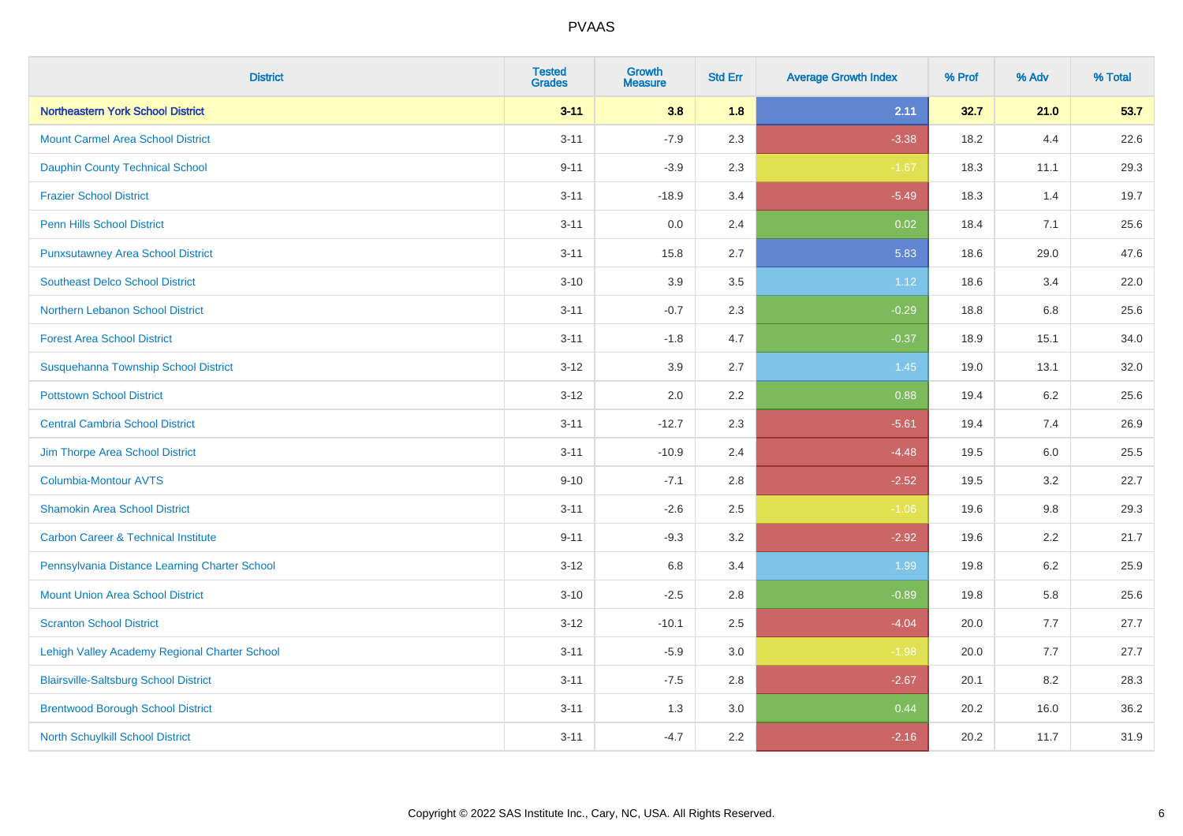| District | Tested Grades | Growth Measure | Std Err | Average Growth Index | % Prof | % Adv | % Total |
|---|---|---|---|---|---|---|---|
| **Northeastern York School District** | **3-11** | **3.8** | **1.8** | **2.11** | **32.7** | **21.0** | **53.7** |
| Mount Carmel Area School District | 3-11 | -7.9 | 2.3 | -3.38 | 18.2 | 4.4 | 22.6 |
| Dauphin County Technical School | 9-11 | -3.9 | 2.3 | -1.67 | 18.3 | 11.1 | 29.3 |
| Frazier School District | 3-11 | -18.9 | 3.4 | -5.49 | 18.3 | 1.4 | 19.7 |
| Penn Hills School District | 3-11 | 0.0 | 2.4 | 0.02 | 18.4 | 7.1 | 25.6 |
| Punxsutawney Area School District | 3-11 | 15.8 | 2.7 | 5.83 | 18.6 | 29.0 | 47.6 |
| Southeast Delco School District | 3-10 | 3.9 | 3.5 | 1.12 | 18.6 | 3.4 | 22.0 |
| Northern Lebanon School District | 3-11 | -0.7 | 2.3 | -0.29 | 18.8 | 6.8 | 25.6 |
| Forest Area School District | 3-11 | -1.8 | 4.7 | -0.37 | 18.9 | 15.1 | 34.0 |
| Susquehanna Township School District | 3-12 | 3.9 | 2.7 | 1.45 | 19.0 | 13.1 | 32.0 |
| Pottstown School District | 3-12 | 2.0 | 2.2 | 0.88 | 19.4 | 6.2 | 25.6 |
| Central Cambria School District | 3-11 | -12.7 | 2.3 | -5.61 | 19.4 | 7.4 | 26.9 |
| Jim Thorpe Area School District | 3-11 | -10.9 | 2.4 | -4.48 | 19.5 | 6.0 | 25.5 |
| Columbia-Montour AVTS | 9-10 | -7.1 | 2.8 | -2.52 | 19.5 | 3.2 | 22.7 |
| Shamokin Area School District | 3-11 | -2.6 | 2.5 | -1.06 | 19.6 | 9.8 | 29.3 |
| Carbon Career & Technical Institute | 9-11 | -9.3 | 3.2 | -2.92 | 19.6 | 2.2 | 21.7 |
| Pennsylvania Distance Learning Charter School | 3-12 | 6.8 | 3.4 | 1.99 | 19.8 | 6.2 | 25.9 |
| Mount Union Area School District | 3-10 | -2.5 | 2.8 | -0.89 | 19.8 | 5.8 | 25.6 |
| Scranton School District | 3-12 | -10.1 | 2.5 | -4.04 | 20.0 | 7.7 | 27.7 |
| Lehigh Valley Academy Regional Charter School | 3-11 | -5.9 | 3.0 | -1.98 | 20.0 | 7.7 | 27.7 |
| Blairsville-Saltsburg School District | 3-11 | -7.5 | 2.8 | -2.67 | 20.1 | 8.2 | 28.3 |
| Brentwood Borough School District | 3-11 | 1.3 | 3.0 | 0.44 | 20.2 | 16.0 | 36.2 |
| North Schuylkill School District | 3-11 | -4.7 | 2.2 | -2.16 | 20.2 | 11.7 | 31.9 |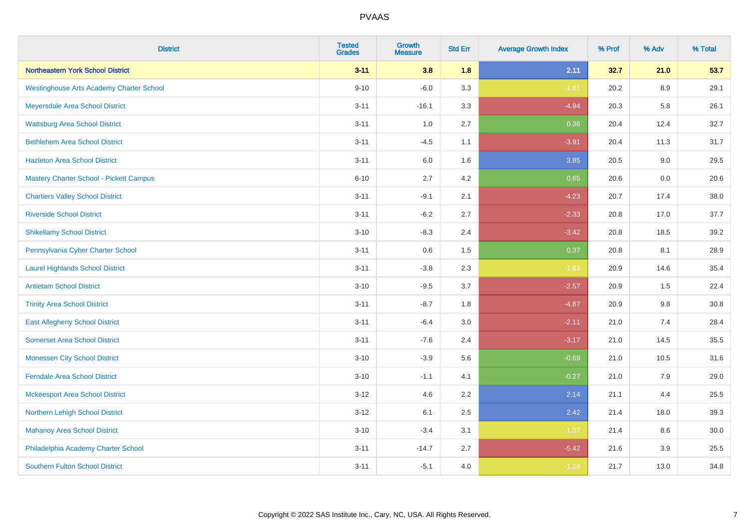| District | Tested Grades | Growth Measure | Std Err | Average Growth Index | % Prof | % Adv | % Total |
|---|---|---|---|---|---|---|---|
| **Northeastern York School District** | **3-11** | **3.8** | **1.8** | **2.11** | **32.7** | **21.0** | **53.7** |
| Westinghouse Arts Academy Charter School | 9-10 | -6.0 | 3.3 | -1.81 | 20.2 | 8.9 | 29.1 |
| Meyersdale Area School District | 3-11 | -16.1 | 3.3 | -4.94 | 20.3 | 5.8 | 26.1 |
| Wattsburg Area School District | 3-11 | 1.0 | 2.7 | 0.36 | 20.4 | 12.4 | 32.7 |
| Bethlehem Area School District | 3-11 | -4.5 | 1.1 | -3.91 | 20.4 | 11.3 | 31.7 |
| Hazleton Area School District | 3-11 | 6.0 | 1.6 | 3.85 | 20.5 | 9.0 | 29.5 |
| Mastery Charter School - Pickett Campus | 6-10 | 2.7 | 4.2 | 0.65 | 20.6 | 0.0 | 20.6 |
| Chartiers Valley School District | 3-11 | -9.1 | 2.1 | -4.23 | 20.7 | 17.4 | 38.0 |
| Riverside School District | 3-11 | -6.2 | 2.7 | -2.33 | 20.8 | 17.0 | 37.7 |
| Shikellamy School District | 3-10 | -8.3 | 2.4 | -3.42 | 20.8 | 18.5 | 39.2 |
| Pennsylvania Cyber Charter School | 3-11 | 0.6 | 1.5 | 0.37 | 20.8 | 8.1 | 28.9 |
| Laurel Highlands School District | 3-11 | -3.8 | 2.3 | -1.63 | 20.9 | 14.6 | 35.4 |
| Antietam School District | 3-10 | -9.5 | 3.7 | -2.57 | 20.9 | 1.5 | 22.4 |
| Trinity Area School District | 3-11 | -8.7 | 1.8 | -4.87 | 20.9 | 9.8 | 30.8 |
| East Allegheny School District | 3-11 | -6.4 | 3.0 | -2.11 | 21.0 | 7.4 | 28.4 |
| Somerset Area School District | 3-11 | -7.6 | 2.4 | -3.17 | 21.0 | 14.5 | 35.5 |
| Monessen City School District | 3-10 | -3.9 | 5.6 | -0.69 | 21.0 | 10.5 | 31.6 |
| Ferndale Area School District | 3-10 | -1.1 | 4.1 | -0.27 | 21.0 | 7.9 | 29.0 |
| Mckeesport Area School District | 3-12 | 4.6 | 2.2 | 2.14 | 21.1 | 4.4 | 25.5 |
| Northern Lehigh School District | 3-12 | 6.1 | 2.5 | 2.42 | 21.4 | 18.0 | 39.3 |
| Mahanoy Area School District | 3-10 | -3.4 | 3.1 | -1.07 | 21.4 | 8.6 | 30.0 |
| Philadelphia Academy Charter School | 3-11 | -14.7 | 2.7 | -5.42 | 21.6 | 3.9 | 25.5 |
| Southern Fulton School District | 3-11 | -5.1 | 4.0 | -1.29 | 21.7 | 13.0 | 34.8 |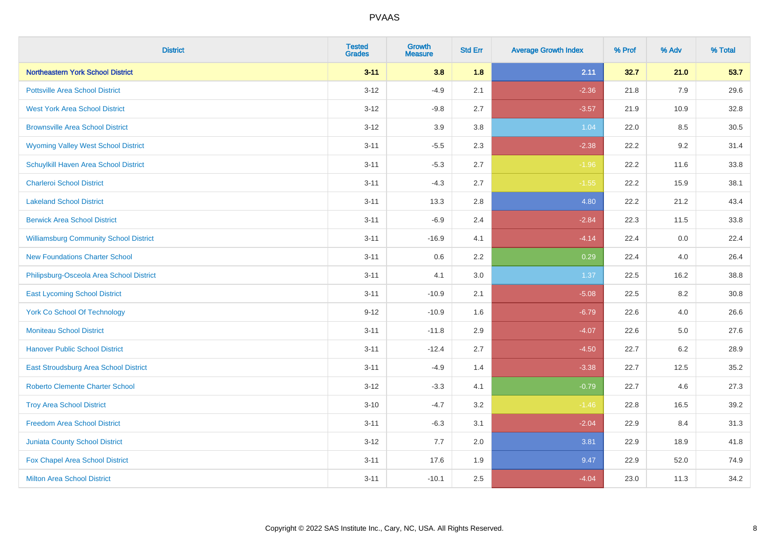| District | Tested Grades | Growth Measure | Std Err | Average Growth Index | % Prof | % Adv | % Total |
|---|---|---|---|---|---|---|---|
| **Northeastern York School District** | **3-11** | **3.8** | **1.8** | **2.11** | **32.7** | **21.0** | **53.7** |
| Pottsville Area School District | 3-12 | -4.9 | 2.1 | -2.36 | 21.8 | 7.9 | 29.6 |
| West York Area School District | 3-12 | -9.8 | 2.7 | -3.57 | 21.9 | 10.9 | 32.8 |
| Brownsville Area School District | 3-12 | 3.9 | 3.8 | 1.04 | 22.0 | 8.5 | 30.5 |
| Wyoming Valley West School District | 3-11 | -5.5 | 2.3 | -2.38 | 22.2 | 9.2 | 31.4 |
| Schuylkill Haven Area School District | 3-11 | -5.3 | 2.7 | -1.96 | 22.2 | 11.6 | 33.8 |
| Charleroi School District | 3-11 | -4.3 | 2.7 | -1.55 | 22.2 | 15.9 | 38.1 |
| Lakeland School District | 3-11 | 13.3 | 2.8 | 4.80 | 22.2 | 21.2 | 43.4 |
| Berwick Area School District | 3-11 | -6.9 | 2.4 | -2.84 | 22.3 | 11.5 | 33.8 |
| Williamsburg Community School District | 3-11 | -16.9 | 4.1 | -4.14 | 22.4 | 0.0 | 22.4 |
| New Foundations Charter School | 3-11 | 0.6 | 2.2 | 0.29 | 22.4 | 4.0 | 26.4 |
| Philipsburg-Osceola Area School District | 3-11 | 4.1 | 3.0 | 1.37 | 22.5 | 16.2 | 38.8 |
| East Lycoming School District | 3-11 | -10.9 | 2.1 | -5.08 | 22.5 | 8.2 | 30.8 |
| York Co School Of Technology | 9-12 | -10.9 | 1.6 | -6.79 | 22.6 | 4.0 | 26.6 |
| Moniteau School District | 3-11 | -11.8 | 2.9 | -4.07 | 22.6 | 5.0 | 27.6 |
| Hanover Public School District | 3-11 | -12.4 | 2.7 | -4.50 | 22.7 | 6.2 | 28.9 |
| East Stroudsburg Area School District | 3-11 | -4.9 | 1.4 | -3.38 | 22.7 | 12.5 | 35.2 |
| Roberto Clemente Charter School | 3-12 | -3.3 | 4.1 | -0.79 | 22.7 | 4.6 | 27.3 |
| Troy Area School District | 3-10 | -4.7 | 3.2 | -1.46 | 22.8 | 16.5 | 39.2 |
| Freedom Area School District | 3-11 | -6.3 | 3.1 | -2.04 | 22.9 | 8.4 | 31.3 |
| Juniata County School District | 3-12 | 7.7 | 2.0 | 3.81 | 22.9 | 18.9 | 41.8 |
| Fox Chapel Area School District | 3-11 | 17.6 | 1.9 | 9.47 | 22.9 | 52.0 | 74.9 |
| Milton Area School District | 3-11 | -10.1 | 2.5 | -4.04 | 23.0 | 11.3 | 34.2 |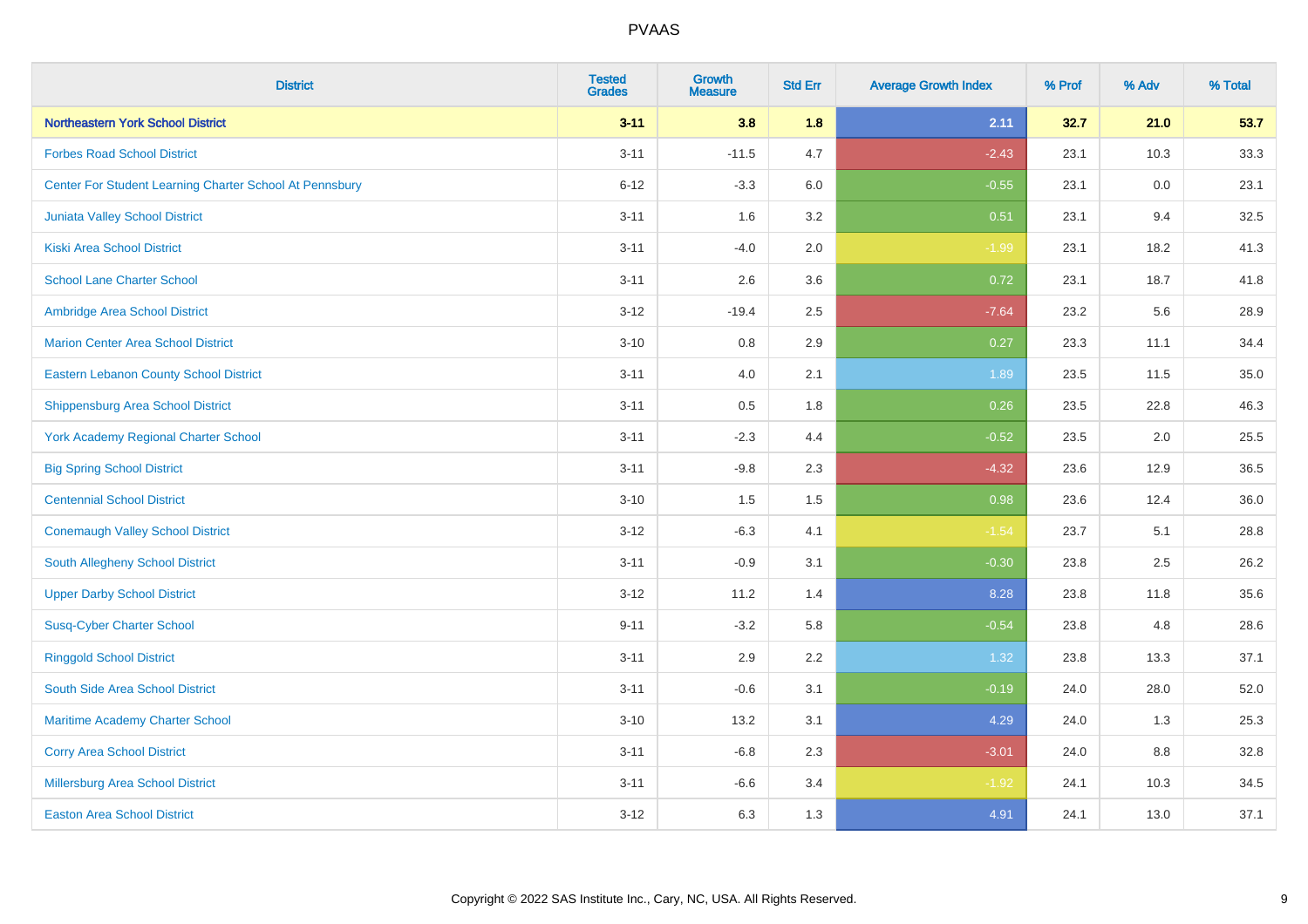# PVAAS

| District | Tested Grades | Growth Measure | Std Err | Average Growth Index | % Prof | % Adv | % Total |
|---|---|---|---|---|---|---|---|
| **Northeastern York School District** | **3-11** | **3.8** | **1.8** | **2.11** | **32.7** | **21.0** | **53.7** |
| Forbes Road School District | 3-11 | -11.5 | 4.7 | -2.43 | 23.1 | 10.3 | 33.3 |
| Center For Student Learning Charter School At Pennsbury | 6-12 | -3.3 | 6.0 | -0.55 | 23.1 | 0.0 | 23.1 |
| Juniata Valley School District | 3-11 | 1.6 | 3.2 | 0.51 | 23.1 | 9.4 | 32.5 |
| Kiski Area School District | 3-11 | -4.0 | 2.0 | -1.99 | 23.1 | 18.2 | 41.3 |
| School Lane Charter School | 3-11 | 2.6 | 3.6 | 0.72 | 23.1 | 18.7 | 41.8 |
| Ambridge Area School District | 3-12 | -19.4 | 2.5 | -7.64 | 23.2 | 5.6 | 28.9 |
| Marion Center Area School District | 3-10 | 0.8 | 2.9 | 0.27 | 23.3 | 11.1 | 34.4 |
| Eastern Lebanon County School District | 3-11 | 4.0 | 2.1 | 1.89 | 23.5 | 11.5 | 35.0 |
| Shippensburg Area School District | 3-11 | 0.5 | 1.8 | 0.26 | 23.5 | 22.8 | 46.3 |
| York Academy Regional Charter School | 3-11 | -2.3 | 4.4 | -0.52 | 23.5 | 2.0 | 25.5 |
| Big Spring School District | 3-11 | -9.8 | 2.3 | -4.32 | 23.6 | 12.9 | 36.5 |
| Centennial School District | 3-10 | 1.5 | 1.5 | 0.98 | 23.6 | 12.4 | 36.0 |
| Conemaugh Valley School District | 3-12 | -6.3 | 4.1 | -1.54 | 23.7 | 5.1 | 28.8 |
| South Allegheny School District | 3-11 | -0.9 | 3.1 | -0.30 | 23.8 | 2.5 | 26.2 |
| Upper Darby School District | 3-12 | 11.2 | 1.4 | 8.28 | 23.8 | 11.8 | 35.6 |
| Susq-Cyber Charter School | 9-11 | -3.2 | 5.8 | -0.54 | 23.8 | 4.8 | 28.6 |
| Ringgold School District | 3-11 | 2.9 | 2.2 | 1.32 | 23.8 | 13.3 | 37.1 |
| South Side Area School District | 3-11 | -0.6 | 3.1 | -0.19 | 24.0 | 28.0 | 52.0 |
| Maritime Academy Charter School | 3-10 | 13.2 | 3.1 | 4.29 | 24.0 | 1.3 | 25.3 |
| Corry Area School District | 3-11 | -6.8 | 2.3 | -3.01 | 24.0 | 8.8 | 32.8 |
| Millersburg Area School District | 3-11 | -6.6 | 3.4 | -1.92 | 24.1 | 10.3 | 34.5 |
| Easton Area School District | 3-12 | 6.3 | 1.3 | 4.91 | 24.1 | 13.0 | 37.1 |

Copyright © 2022 SAS Institute Inc., Cary, NC, USA. All Rights Reserved.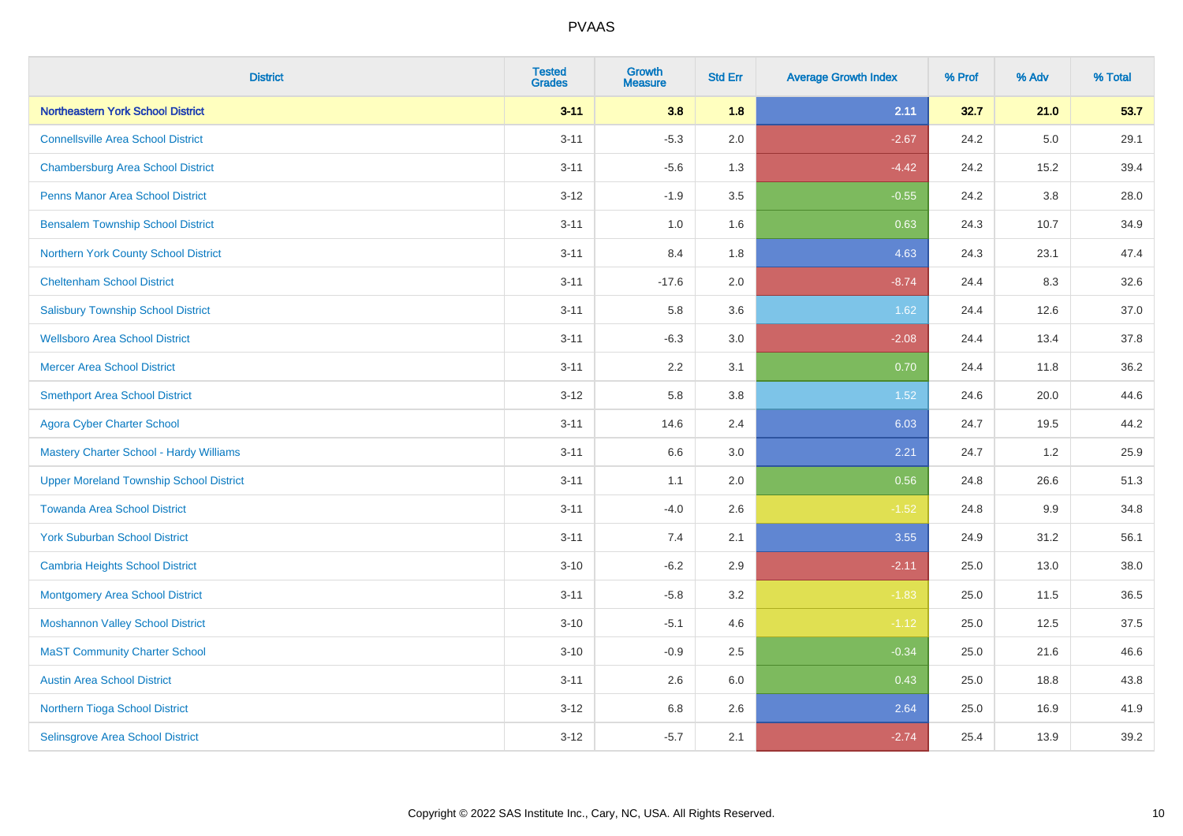| District | Tested Grades | Growth Measure | Std Err | Average Growth Index | % Prof | % Adv | % Total |
|---|---|---|---|---|---|---|---|
| **Northeastern York School District** | **3-11** | **3.8** | **1.8** | **2.11** | **32.7** | **21.0** | **53.7** |
| Connellsville Area School District | 3-11 | -5.3 | 2.0 | -2.67 | 24.2 | 5.0 | 29.1 |
| Chambersburg Area School District | 3-11 | -5.6 | 1.3 | -4.42 | 24.2 | 15.2 | 39.4 |
| Penns Manor Area School District | 3-12 | -1.9 | 3.5 | -0.55 | 24.2 | 3.8 | 28.0 |
| Bensalem Township School District | 3-11 | 1.0 | 1.6 | 0.63 | 24.3 | 10.7 | 34.9 |
| Northern York County School District | 3-11 | 8.4 | 1.8 | 4.63 | 24.3 | 23.1 | 47.4 |
| Cheltenham School District | 3-11 | -17.6 | 2.0 | -8.74 | 24.4 | 8.3 | 32.6 |
| Salisbury Township School District | 3-11 | 5.8 | 3.6 | 1.62 | 24.4 | 12.6 | 37.0 |
| Wellsboro Area School District | 3-11 | -6.3 | 3.0 | -2.08 | 24.4 | 13.4 | 37.8 |
| Mercer Area School District | 3-11 | 2.2 | 3.1 | 0.70 | 24.4 | 11.8 | 36.2 |
| Smethport Area School District | 3-12 | 5.8 | 3.8 | 1.52 | 24.6 | 20.0 | 44.6 |
| Agora Cyber Charter School | 3-11 | 14.6 | 2.4 | 6.03 | 24.7 | 19.5 | 44.2 |
| Mastery Charter School - Hardy Williams | 3-11 | 6.6 | 3.0 | 2.21 | 24.7 | 1.2 | 25.9 |
| Upper Moreland Township School District | 3-11 | 1.1 | 2.0 | 0.56 | 24.8 | 26.6 | 51.3 |
| Towanda Area School District | 3-11 | -4.0 | 2.6 | -1.52 | 24.8 | 9.9 | 34.8 |
| York Suburban School District | 3-11 | 7.4 | 2.1 | 3.55 | 24.9 | 31.2 | 56.1 |
| Cambria Heights School District | 3-10 | -6.2 | 2.9 | -2.11 | 25.0 | 13.0 | 38.0 |
| Montgomery Area School District | 3-11 | -5.8 | 3.2 | -1.83 | 25.0 | 11.5 | 36.5 |
| Moshannon Valley School District | 3-10 | -5.1 | 4.6 | -1.12 | 25.0 | 12.5 | 37.5 |
| MaST Community Charter School | 3-10 | -0.9 | 2.5 | -0.34 | 25.0 | 21.6 | 46.6 |
| Austin Area School District | 3-11 | 2.6 | 6.0 | 0.43 | 25.0 | 18.8 | 43.8 |
| Northern Tioga School District | 3-12 | 6.8 | 2.6 | 2.64 | 25.0 | 16.9 | 41.9 |
| Selinsgrove Area School District | 3-12 | -5.7 | 2.1 | -2.74 | 25.4 | 13.9 | 39.2 |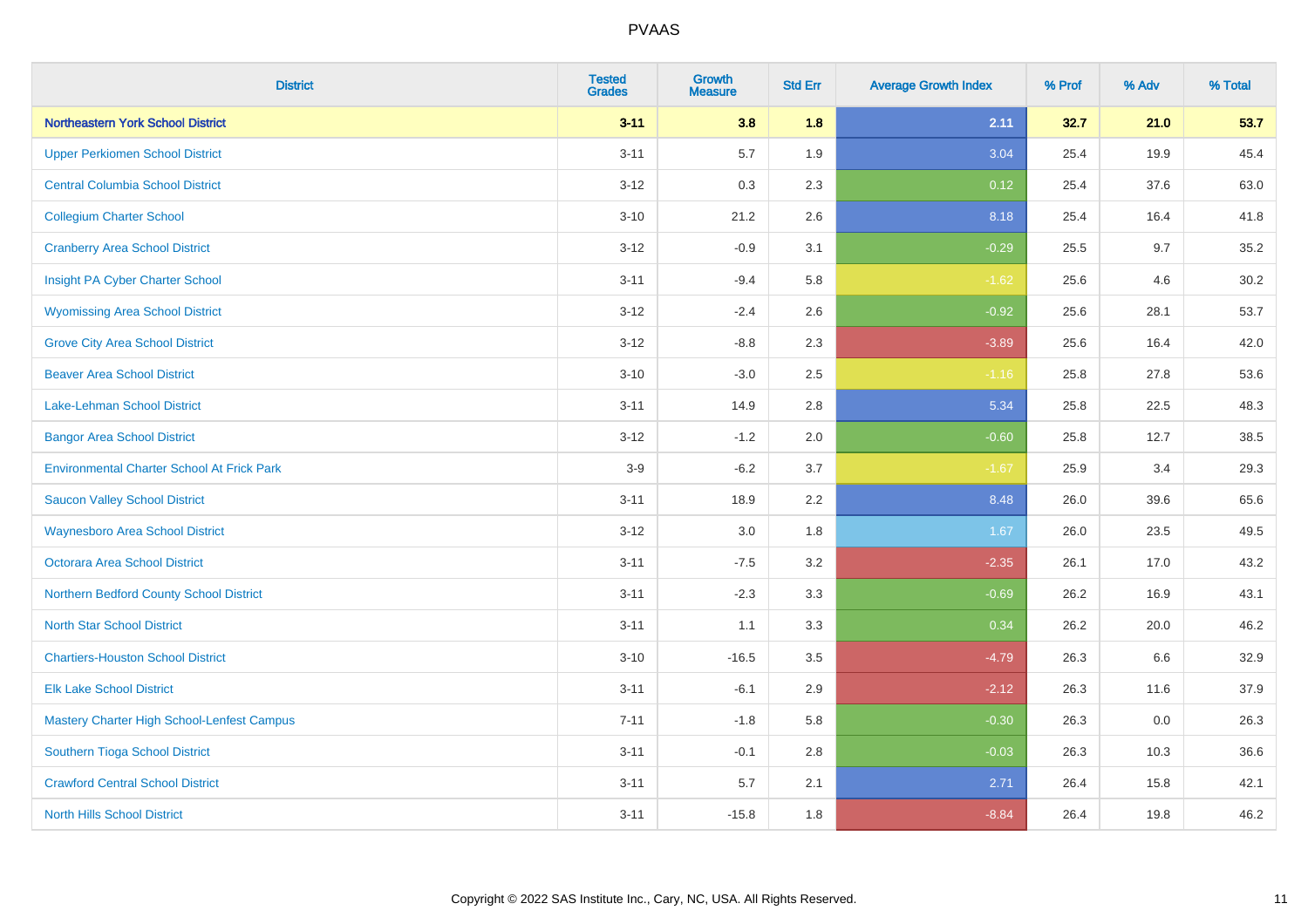| District | Tested Grades | Growth Measure | Std Err | Average Growth Index | % Prof | % Adv | % Total |
|---|---|---|---|---|---|---|---|
| **Northeastern York School District** | **3-11** | **3.8** | **1.8** | **2.11** | **32.7** | **21.0** | **53.7** |
| Upper Perkiomen School District | 3-11 | 5.7 | 1.9 | 3.04 | 25.4 | 19.9 | 45.4 |
| Central Columbia School District | 3-12 | 0.3 | 2.3 | 0.12 | 25.4 | 37.6 | 63.0 |
| Collegium Charter School | 3-10 | 21.2 | 2.6 | 8.18 | 25.4 | 16.4 | 41.8 |
| Cranberry Area School District | 3-12 | -0.9 | 3.1 | -0.29 | 25.5 | 9.7 | 35.2 |
| Insight PA Cyber Charter School | 3-11 | -9.4 | 5.8 | -1.62 | 25.6 | 4.6 | 30.2 |
| Wyomissing Area School District | 3-12 | -2.4 | 2.6 | -0.92 | 25.6 | 28.1 | 53.7 |
| Grove City Area School District | 3-12 | -8.8 | 2.3 | -3.89 | 25.6 | 16.4 | 42.0 |
| Beaver Area School District | 3-10 | -3.0 | 2.5 | -1.16 | 25.8 | 27.8 | 53.6 |
| Lake-Lehman School District | 3-11 | 14.9 | 2.8 | 5.34 | 25.8 | 22.5 | 48.3 |
| Bangor Area School District | 3-12 | -1.2 | 2.0 | -0.60 | 25.8 | 12.7 | 38.5 |
| Environmental Charter School At Frick Park | 3-9 | -6.2 | 3.7 | -1.67 | 25.9 | 3.4 | 29.3 |
| Saucon Valley School District | 3-11 | 18.9 | 2.2 | 8.48 | 26.0 | 39.6 | 65.6 |
| Waynesboro Area School District | 3-12 | 3.0 | 1.8 | 1.67 | 26.0 | 23.5 | 49.5 |
| Octorara Area School District | 3-11 | -7.5 | 3.2 | -2.35 | 26.1 | 17.0 | 43.2 |
| Northern Bedford County School District | 3-11 | -2.3 | 3.3 | -0.69 | 26.2 | 16.9 | 43.1 |
| North Star School District | 3-11 | 1.1 | 3.3 | 0.34 | 26.2 | 20.0 | 46.2 |
| Chartiers-Houston School District | 3-10 | -16.5 | 3.5 | -4.79 | 26.3 | 6.6 | 32.9 |
| Elk Lake School District | 3-11 | -6.1 | 2.9 | -2.12 | 26.3 | 11.6 | 37.9 |
| Mastery Charter High School-Lenfest Campus | 7-11 | -1.8 | 5.8 | -0.30 | 26.3 | 0.0 | 26.3 |
| Southern Tioga School District | 3-11 | -0.1 | 2.8 | -0.03 | 26.3 | 10.3 | 36.6 |
| Crawford Central School District | 3-11 | 5.7 | 2.1 | 2.71 | 26.4 | 15.8 | 42.1 |
| North Hills School District | 3-11 | -15.8 | 1.8 | -8.84 | 26.4 | 19.8 | 46.2 |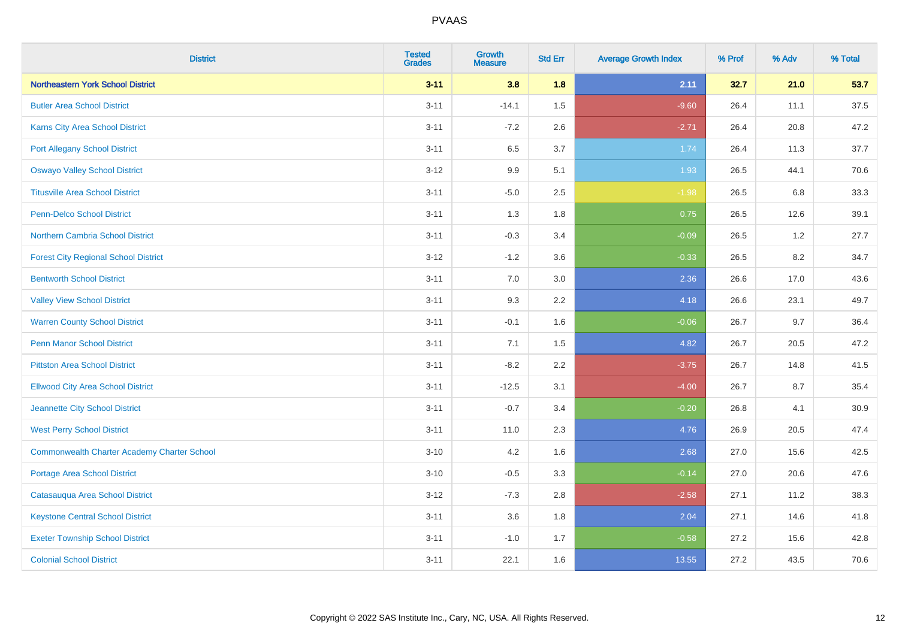| District | Tested Grades | Growth Measure | Std Err | Average Growth Index | % Prof | % Adv | % Total |
|---|---|---|---|---|---|---|---|
| **Northeastern York School District** | **3-11** | **3.8** | **1.8** | **2.11** | **32.7** | **21.0** | **53.7** |
| Butler Area School District | 3-11 | -14.1 | 1.5 | -9.60 | 26.4 | 11.1 | 37.5 |
| Karns City Area School District | 3-11 | -7.2 | 2.6 | -2.71 | 26.4 | 20.8 | 47.2 |
| Port Allegany School District | 3-11 | 6.5 | 3.7 | 1.74 | 26.4 | 11.3 | 37.7 |
| Oswayo Valley School District | 3-12 | 9.9 | 5.1 | 1.93 | 26.5 | 44.1 | 70.6 |
| Titusville Area School District | 3-11 | -5.0 | 2.5 | -1.98 | 26.5 | 6.8 | 33.3 |
| Penn-Delco School District | 3-11 | 1.3 | 1.8 | 0.75 | 26.5 | 12.6 | 39.1 |
| Northern Cambria School District | 3-11 | -0.3 | 3.4 | -0.09 | 26.5 | 1.2 | 27.7 |
| Forest City Regional School District | 3-12 | -1.2 | 3.6 | -0.33 | 26.5 | 8.2 | 34.7 |
| Bentworth School District | 3-11 | 7.0 | 3.0 | 2.36 | 26.6 | 17.0 | 43.6 |
| Valley View School District | 3-11 | 9.3 | 2.2 | 4.18 | 26.6 | 23.1 | 49.7 |
| Warren County School District | 3-11 | -0.1 | 1.6 | -0.06 | 26.7 | 9.7 | 36.4 |
| Penn Manor School District | 3-11 | 7.1 | 1.5 | 4.82 | 26.7 | 20.5 | 47.2 |
| Pittston Area School District | 3-11 | -8.2 | 2.2 | -3.75 | 26.7 | 14.8 | 41.5 |
| Ellwood City Area School District | 3-11 | -12.5 | 3.1 | -4.00 | 26.7 | 8.7 | 35.4 |
| Jeannette City School District | 3-11 | -0.7 | 3.4 | -0.20 | 26.8 | 4.1 | 30.9 |
| West Perry School District | 3-11 | 11.0 | 2.3 | 4.76 | 26.9 | 20.5 | 47.4 |
| Commonwealth Charter Academy Charter School | 3-10 | 4.2 | 1.6 | 2.68 | 27.0 | 15.6 | 42.5 |
| Portage Area School District | 3-10 | -0.5 | 3.3 | -0.14 | 27.0 | 20.6 | 47.6 |
| Catasauqua Area School District | 3-12 | -7.3 | 2.8 | -2.58 | 27.1 | 11.2 | 38.3 |
| Keystone Central School District | 3-11 | 3.6 | 1.8 | 2.04 | 27.1 | 14.6 | 41.8 |
| Exeter Township School District | 3-11 | -1.0 | 1.7 | -0.58 | 27.2 | 15.6 | 42.8 |
| Colonial School District | 3-11 | 22.1 | 1.6 | 13.55 | 27.2 | 43.5 | 70.6 |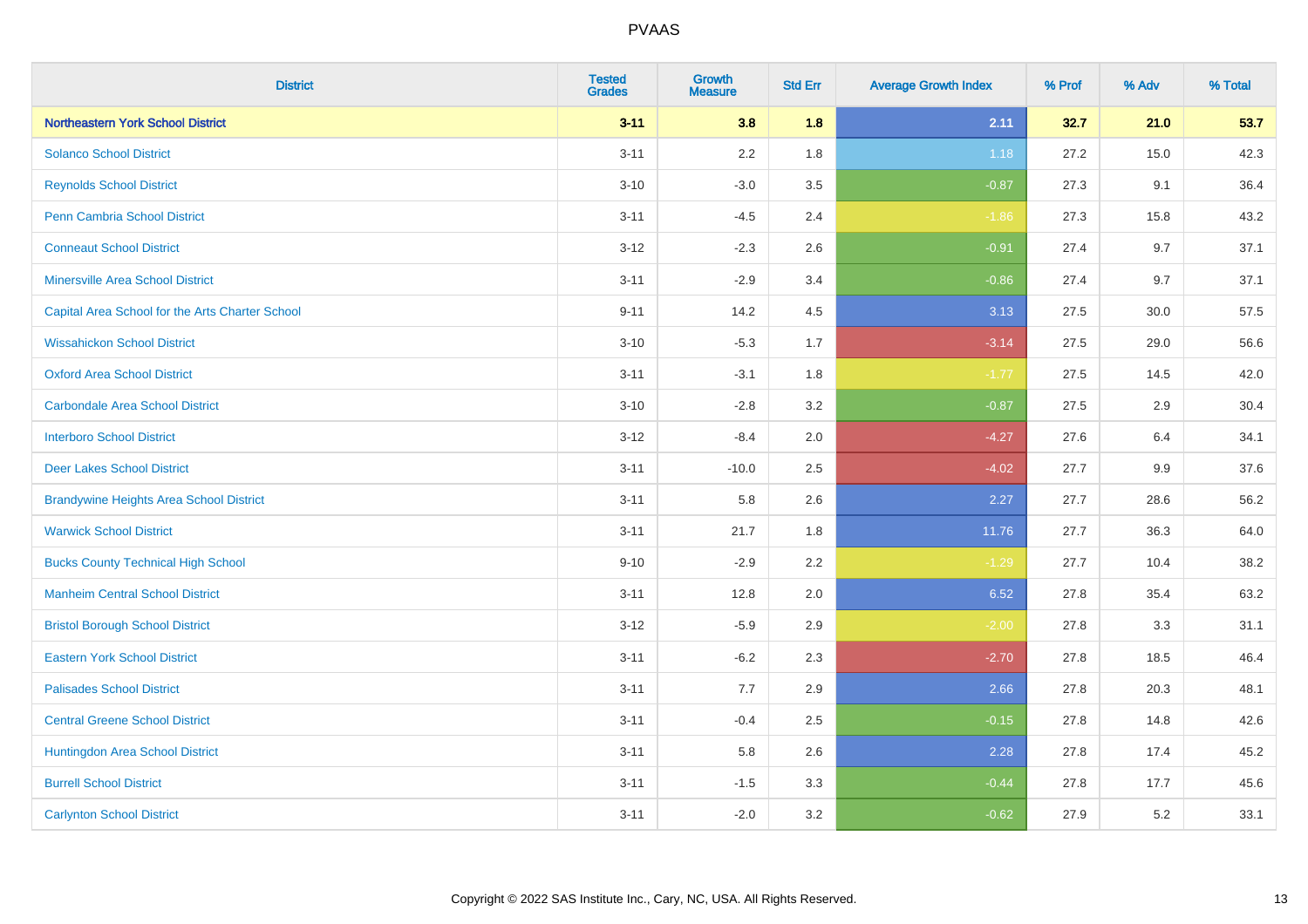| District | Tested Grades | Growth Measure | Std Err | Average Growth Index | % Prof | % Adv | % Total |
|---|---|---|---|---|---|---|---|
| **Northeastern York School District** | **3-11** | **3.8** | **1.8** | **2.11** | **32.7** | **21.0** | **53.7** |
| Solanco School District | 3-11 | 2.2 | 1.8 | 1.18 | 27.2 | 15.0 | 42.3 |
| Reynolds School District | 3-10 | -3.0 | 3.5 | -0.87 | 27.3 | 9.1 | 36.4 |
| Penn Cambria School District | 3-11 | -4.5 | 2.4 | -1.86 | 27.3 | 15.8 | 43.2 |
| Conneaut School District | 3-12 | -2.3 | 2.6 | -0.91 | 27.4 | 9.7 | 37.1 |
| Minersville Area School District | 3-11 | -2.9 | 3.4 | -0.86 | 27.4 | 9.7 | 37.1 |
| Capital Area School for the Arts Charter School | 9-11 | 14.2 | 4.5 | 3.13 | 27.5 | 30.0 | 57.5 |
| Wissahickon School District | 3-10 | -5.3 | 1.7 | -3.14 | 27.5 | 29.0 | 56.6 |
| Oxford Area School District | 3-11 | -3.1 | 1.8 | -1.77 | 27.5 | 14.5 | 42.0 |
| Carbondale Area School District | 3-10 | -2.8 | 3.2 | -0.87 | 27.5 | 2.9 | 30.4 |
| Interboro School District | 3-12 | -8.4 | 2.0 | -4.27 | 27.6 | 6.4 | 34.1 |
| Deer Lakes School District | 3-11 | -10.0 | 2.5 | -4.02 | 27.7 | 9.9 | 37.6 |
| Brandywine Heights Area School District | 3-11 | 5.8 | 2.6 | 2.27 | 27.7 | 28.6 | 56.2 |
| Warwick School District | 3-11 | 21.7 | 1.8 | 11.76 | 27.7 | 36.3 | 64.0 |
| Bucks County Technical High School | 9-10 | -2.9 | 2.2 | -1.29 | 27.7 | 10.4 | 38.2 |
| Manheim Central School District | 3-11 | 12.8 | 2.0 | 6.52 | 27.8 | 35.4 | 63.2 |
| Bristol Borough School District | 3-12 | -5.9 | 2.9 | -2.00 | 27.8 | 3.3 | 31.1 |
| Eastern York School District | 3-11 | -6.2 | 2.3 | -2.70 | 27.8 | 18.5 | 46.4 |
| Palisades School District | 3-11 | 7.7 | 2.9 | 2.66 | 27.8 | 20.3 | 48.1 |
| Central Greene School District | 3-11 | -0.4 | 2.5 | -0.15 | 27.8 | 14.8 | 42.6 |
| Huntingdon Area School District | 3-11 | 5.8 | 2.6 | 2.28 | 27.8 | 17.4 | 45.2 |
| Burrell School District | 3-11 | -1.5 | 3.3 | -0.44 | 27.8 | 17.7 | 45.6 |
| Carlynton School District | 3-11 | -2.0 | 3.2 | -0.62 | 27.9 | 5.2 | 33.1 |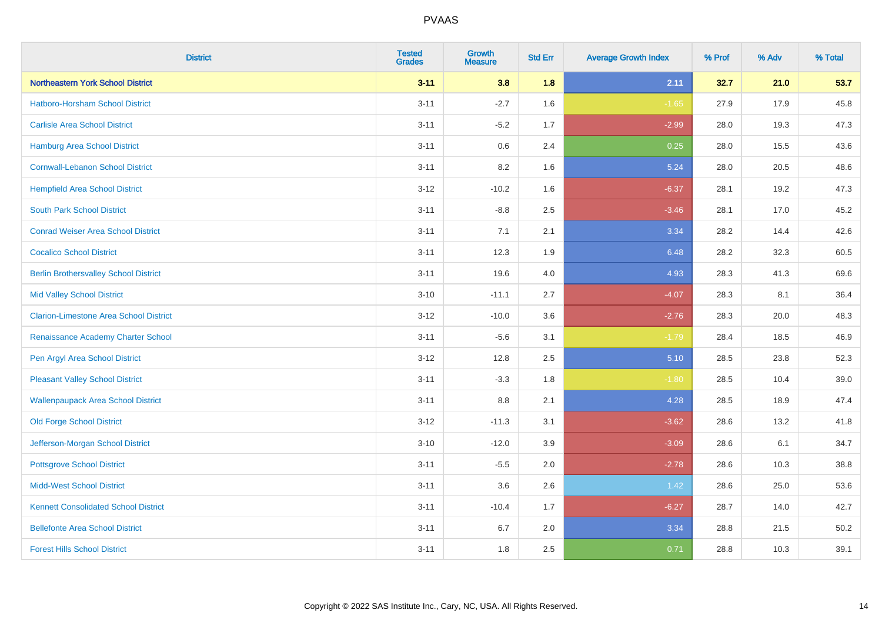| District | Tested Grades | Growth Measure | Std Err | Average Growth Index | % Prof | % Adv | % Total |
|---|---|---|---|---|---|---|---|
| **Northeastern York School District** | **3-11** | **3.8** | **1.8** | **2.11** | **32.7** | **21.0** | **53.7** |
| Hatboro-Horsham School District | 3-11 | -2.7 | 1.6 | -1.65 | 27.9 | 17.9 | 45.8 |
| Carlisle Area School District | 3-11 | -5.2 | 1.7 | -2.99 | 28.0 | 19.3 | 47.3 |
| Hamburg Area School District | 3-11 | 0.6 | 2.4 | 0.25 | 28.0 | 15.5 | 43.6 |
| Cornwall-Lebanon School District | 3-11 | 8.2 | 1.6 | 5.24 | 28.0 | 20.5 | 48.6 |
| Hempfield Area School District | 3-12 | -10.2 | 1.6 | -6.37 | 28.1 | 19.2 | 47.3 |
| South Park School District | 3-11 | -8.8 | 2.5 | -3.46 | 28.1 | 17.0 | 45.2 |
| Conrad Weiser Area School District | 3-11 | 7.1 | 2.1 | 3.34 | 28.2 | 14.4 | 42.6 |
| Cocalico School District | 3-11 | 12.3 | 1.9 | 6.48 | 28.2 | 32.3 | 60.5 |
| Berlin Brothersvalley School District | 3-11 | 19.6 | 4.0 | 4.93 | 28.3 | 41.3 | 69.6 |
| Mid Valley School District | 3-10 | -11.1 | 2.7 | -4.07 | 28.3 | 8.1 | 36.4 |
| Clarion-Limestone Area School District | 3-12 | -10.0 | 3.6 | -2.76 | 28.3 | 20.0 | 48.3 |
| Renaissance Academy Charter School | 3-11 | -5.6 | 3.1 | -1.79 | 28.4 | 18.5 | 46.9 |
| Pen Argyl Area School District | 3-12 | 12.8 | 2.5 | 5.10 | 28.5 | 23.8 | 52.3 |
| Pleasant Valley School District | 3-11 | -3.3 | 1.8 | -1.80 | 28.5 | 10.4 | 39.0 |
| Wallenpaupack Area School District | 3-11 | 8.8 | 2.1 | 4.28 | 28.5 | 18.9 | 47.4 |
| Old Forge School District | 3-12 | -11.3 | 3.1 | -3.62 | 28.6 | 13.2 | 41.8 |
| Jefferson-Morgan School District | 3-10 | -12.0 | 3.9 | -3.09 | 28.6 | 6.1 | 34.7 |
| Pottsgrove School District | 3-11 | -5.5 | 2.0 | -2.78 | 28.6 | 10.3 | 38.8 |
| Midd-West School District | 3-11 | 3.6 | 2.6 | 1.42 | 28.6 | 25.0 | 53.6 |
| Kennett Consolidated School District | 3-11 | -10.4 | 1.7 | -6.27 | 28.7 | 14.0 | 42.7 |
| Bellefonte Area School District | 3-11 | 6.7 | 2.0 | 3.34 | 28.8 | 21.5 | 50.2 |
| Forest Hills School District | 3-11 | 1.8 | 2.5 | 0.71 | 28.8 | 10.3 | 39.1 |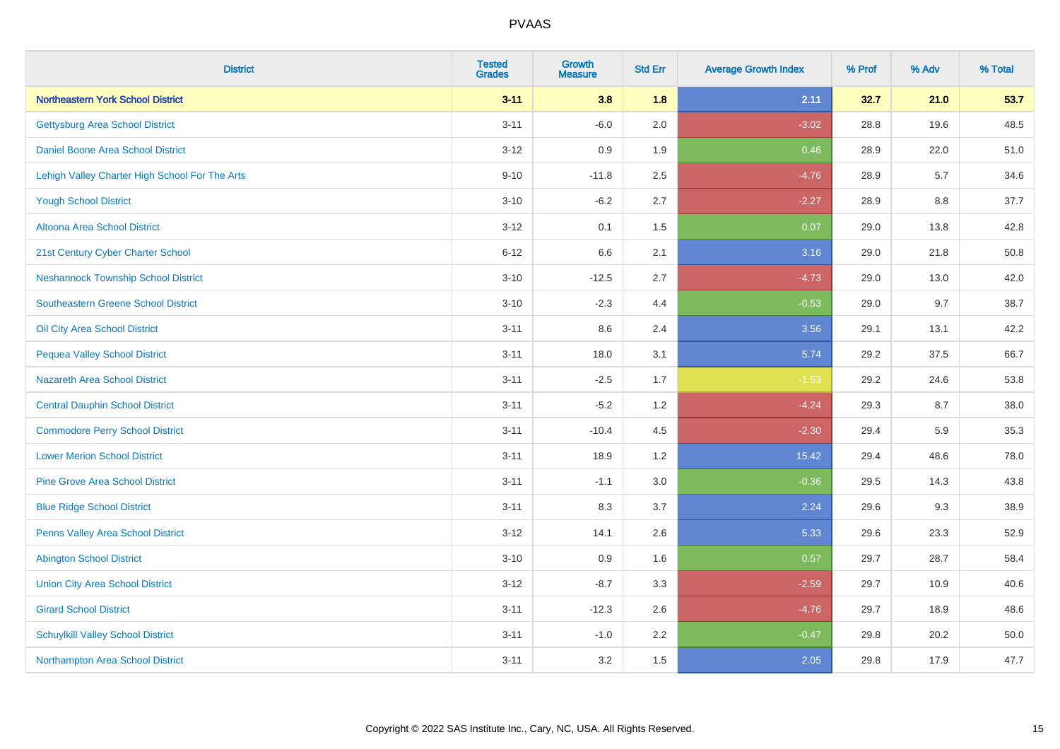# PVAAS

| District | Tested Grades | Growth Measure | Std Err | Average Growth Index | % Prof | % Adv | % Total |
|---|---|---|---|---|---|---|---|
| **Northeastern York School District** | **3-11** | **3.8** | **1.8** | **2.11** | **32.7** | **21.0** | **53.7** |
| Gettysburg Area School District | 3-11 | -6.0 | 2.0 | -3.02 | 28.8 | 19.6 | 48.5 |
| Daniel Boone Area School District | 3-12 | 0.9 | 1.9 | 0.46 | 28.9 | 22.0 | 51.0 |
| Lehigh Valley Charter High School For The Arts | 9-10 | -11.8 | 2.5 | -4.76 | 28.9 | 5.7 | 34.6 |
| Yough School District | 3-10 | -6.2 | 2.7 | -2.27 | 28.9 | 8.8 | 37.7 |
| Altoona Area School District | 3-12 | 0.1 | 1.5 | 0.07 | 29.0 | 13.8 | 42.8 |
| 21st Century Cyber Charter School | 6-12 | 6.6 | 2.1 | 3.16 | 29.0 | 21.8 | 50.8 |
| Neshannock Township School District | 3-10 | -12.5 | 2.7 | -4.73 | 29.0 | 13.0 | 42.0 |
| Southeastern Greene School District | 3-10 | -2.3 | 4.4 | -0.53 | 29.0 | 9.7 | 38.7 |
| Oil City Area School District | 3-11 | 8.6 | 2.4 | 3.56 | 29.1 | 13.1 | 42.2 |
| Pequea Valley School District | 3-11 | 18.0 | 3.1 | 5.74 | 29.2 | 37.5 | 66.7 |
| Nazareth Area School District | 3-11 | -2.5 | 1.7 | -1.53 | 29.2 | 24.6 | 53.8 |
| Central Dauphin School District | 3-11 | -5.2 | 1.2 | -4.24 | 29.3 | 8.7 | 38.0 |
| Commodore Perry School District | 3-11 | -10.4 | 4.5 | -2.30 | 29.4 | 5.9 | 35.3 |
| Lower Merion School District | 3-11 | 18.9 | 1.2 | 15.42 | 29.4 | 48.6 | 78.0 |
| Pine Grove Area School District | 3-11 | -1.1 | 3.0 | -0.36 | 29.5 | 14.3 | 43.8 |
| Blue Ridge School District | 3-11 | 8.3 | 3.7 | 2.24 | 29.6 | 9.3 | 38.9 |
| Penns Valley Area School District | 3-12 | 14.1 | 2.6 | 5.33 | 29.6 | 23.3 | 52.9 |
| Abington School District | 3-10 | 0.9 | 1.6 | 0.57 | 29.7 | 28.7 | 58.4 |
| Union City Area School District | 3-12 | -8.7 | 3.3 | -2.59 | 29.7 | 10.9 | 40.6 |
| Girard School District | 3-11 | -12.3 | 2.6 | -4.76 | 29.7 | 18.9 | 48.6 |
| Schuylkill Valley School District | 3-11 | -1.0 | 2.2 | -0.47 | 29.8 | 20.2 | 50.0 |
| Northampton Area School District | 3-11 | 3.2 | 1.5 | 2.05 | 29.8 | 17.9 | 47.7 |

Copyright © 2022 SAS Institute Inc., Cary, NC, USA. All Rights Reserved.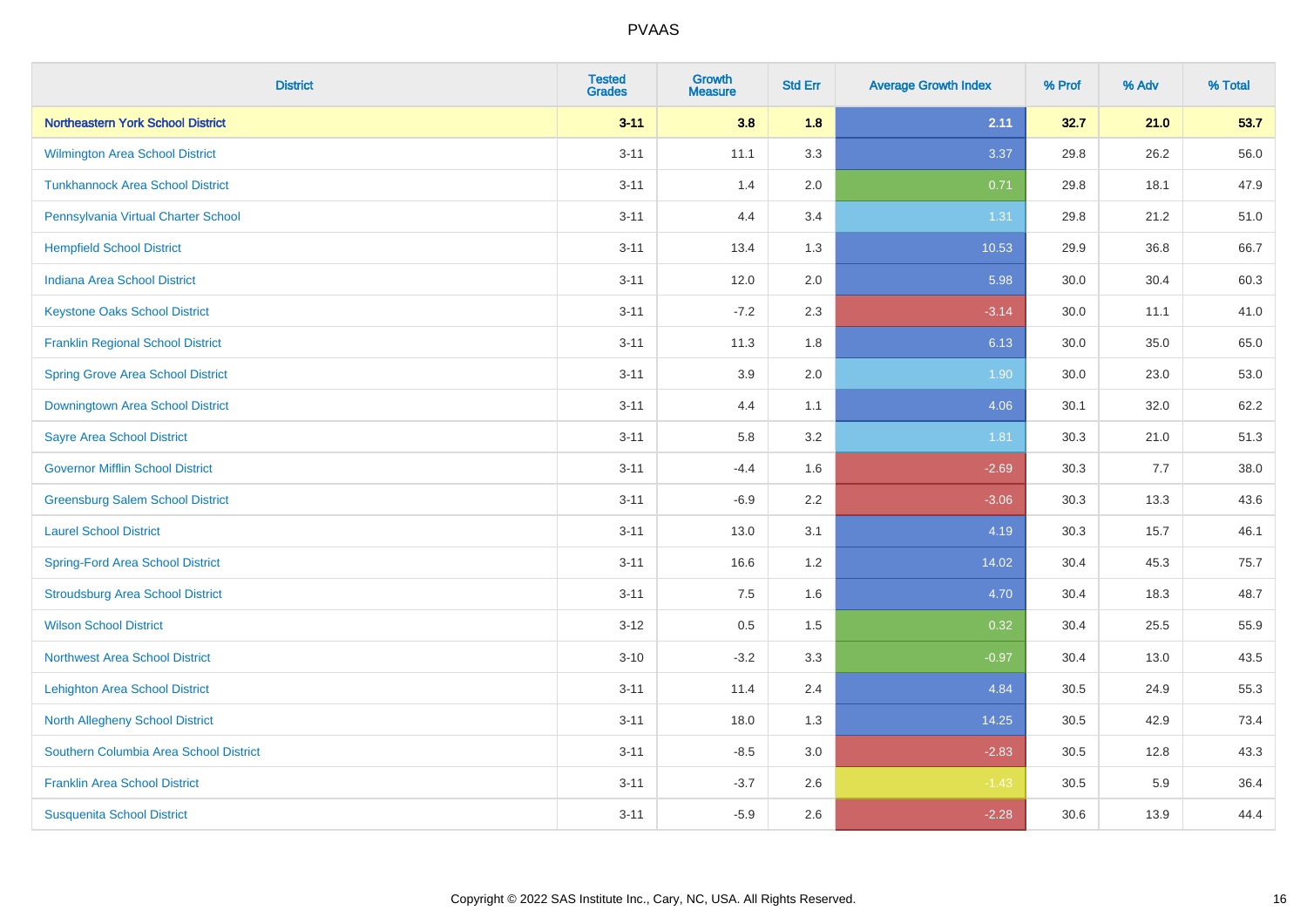| District | Tested Grades | Growth Measure | Std Err | Average Growth Index | % Prof | % Adv | % Total |
|---|---|---|---|---|---|---|---|
| **Northeastern York School District** | **3-11** | **3.8** | **1.8** | **2.11** | **32.7** | **21.0** | **53.7** |
| Wilmington Area School District | 3-11 | 11.1 | 3.3 | 3.37 | 29.8 | 26.2 | 56.0 |
| Tunkhannock Area School District | 3-11 | 1.4 | 2.0 | 0.71 | 29.8 | 18.1 | 47.9 |
| Pennsylvania Virtual Charter School | 3-11 | 4.4 | 3.4 | 1.31 | 29.8 | 21.2 | 51.0 |
| Hempfield School District | 3-11 | 13.4 | 1.3 | 10.53 | 29.9 | 36.8 | 66.7 |
| Indiana Area School District | 3-11 | 12.0 | 2.0 | 5.98 | 30.0 | 30.4 | 60.3 |
| Keystone Oaks School District | 3-11 | -7.2 | 2.3 | -3.14 | 30.0 | 11.1 | 41.0 |
| Franklin Regional School District | 3-11 | 11.3 | 1.8 | 6.13 | 30.0 | 35.0 | 65.0 |
| Spring Grove Area School District | 3-11 | 3.9 | 2.0 | 1.90 | 30.0 | 23.0 | 53.0 |
| Downingtown Area School District | 3-11 | 4.4 | 1.1 | 4.06 | 30.1 | 32.0 | 62.2 |
| Sayre Area School District | 3-11 | 5.8 | 3.2 | 1.81 | 30.3 | 21.0 | 51.3 |
| Governor Mifflin School District | 3-11 | -4.4 | 1.6 | -2.69 | 30.3 | 7.7 | 38.0 |
| Greensburg Salem School District | 3-11 | -6.9 | 2.2 | -3.06 | 30.3 | 13.3 | 43.6 |
| Laurel School District | 3-11 | 13.0 | 3.1 | 4.19 | 30.3 | 15.7 | 46.1 |
| Spring-Ford Area School District | 3-11 | 16.6 | 1.2 | 14.02 | 30.4 | 45.3 | 75.7 |
| Stroudsburg Area School District | 3-11 | 7.5 | 1.6 | 4.70 | 30.4 | 18.3 | 48.7 |
| Wilson School District | 3-12 | 0.5 | 1.5 | 0.32 | 30.4 | 25.5 | 55.9 |
| Northwest Area School District | 3-10 | -3.2 | 3.3 | -0.97 | 30.4 | 13.0 | 43.5 |
| Lehighton Area School District | 3-11 | 11.4 | 2.4 | 4.84 | 30.5 | 24.9 | 55.3 |
| North Allegheny School District | 3-11 | 18.0 | 1.3 | 14.25 | 30.5 | 42.9 | 73.4 |
| Southern Columbia Area School District | 3-11 | -8.5 | 3.0 | -2.83 | 30.5 | 12.8 | 43.3 |
| Franklin Area School District | 3-11 | -3.7 | 2.6 | -1.43 | 30.5 | 5.9 | 36.4 |
| Susquenita School District | 3-11 | -5.9 | 2.6 | -2.28 | 30.6 | 13.9 | 44.4 |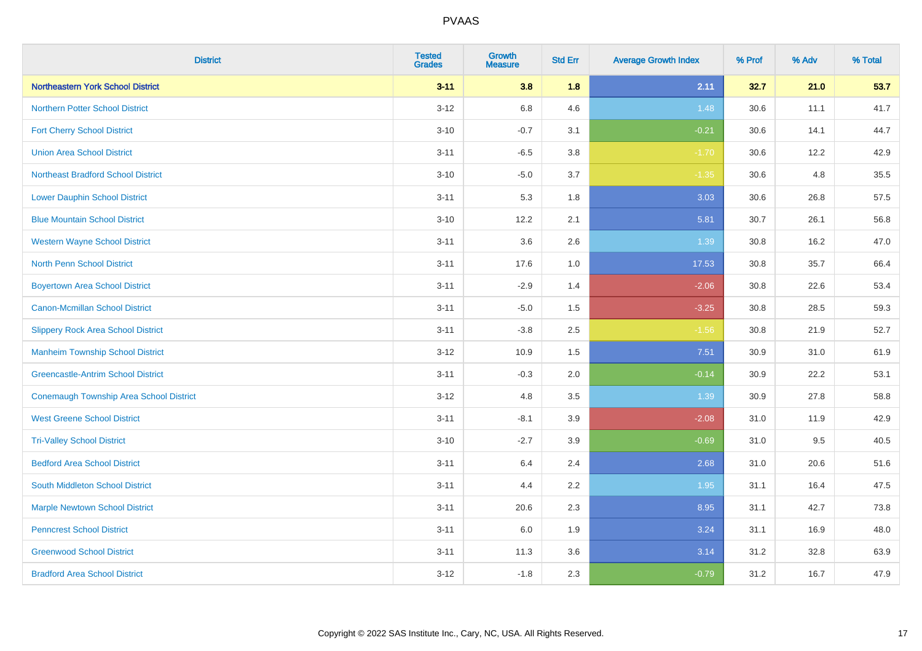| District | Tested Grades | Growth Measure | Std Err | Average Growth Index | % Prof | % Adv | % Total |
|---|---|---|---|---|---|---|---|
| **Northeastern York School District** | **3-11** | **3.8** | **1.8** | **2.11** | **32.7** | **21.0** | **53.7** |
| Northern Potter School District | 3-12 | 6.8 | 4.6 | 1.48 | 30.6 | 11.1 | 41.7 |
| Fort Cherry School District | 3-10 | -0.7 | 3.1 | -0.21 | 30.6 | 14.1 | 44.7 |
| Union Area School District | 3-11 | -6.5 | 3.8 | -1.70 | 30.6 | 12.2 | 42.9 |
| Northeast Bradford School District | 3-10 | -5.0 | 3.7 | -1.35 | 30.6 | 4.8 | 35.5 |
| Lower Dauphin School District | 3-11 | 5.3 | 1.8 | 3.03 | 30.6 | 26.8 | 57.5 |
| Blue Mountain School District | 3-10 | 12.2 | 2.1 | 5.81 | 30.7 | 26.1 | 56.8 |
| Western Wayne School District | 3-11 | 3.6 | 2.6 | 1.39 | 30.8 | 16.2 | 47.0 |
| North Penn School District | 3-11 | 17.6 | 1.0 | 17.53 | 30.8 | 35.7 | 66.4 |
| Boyertown Area School District | 3-11 | -2.9 | 1.4 | -2.06 | 30.8 | 22.6 | 53.4 |
| Canon-Mcmillan School District | 3-11 | -5.0 | 1.5 | -3.25 | 30.8 | 28.5 | 59.3 |
| Slippery Rock Area School District | 3-11 | -3.8 | 2.5 | -1.56 | 30.8 | 21.9 | 52.7 |
| Manheim Township School District | 3-12 | 10.9 | 1.5 | 7.51 | 30.9 | 31.0 | 61.9 |
| Greencastle-Antrim School District | 3-11 | -0.3 | 2.0 | -0.14 | 30.9 | 22.2 | 53.1 |
| Conemaugh Township Area School District | 3-12 | 4.8 | 3.5 | 1.39 | 30.9 | 27.8 | 58.8 |
| West Greene School District | 3-11 | -8.1 | 3.9 | -2.08 | 31.0 | 11.9 | 42.9 |
| Tri-Valley School District | 3-10 | -2.7 | 3.9 | -0.69 | 31.0 | 9.5 | 40.5 |
| Bedford Area School District | 3-11 | 6.4 | 2.4 | 2.68 | 31.0 | 20.6 | 51.6 |
| South Middleton School District | 3-11 | 4.4 | 2.2 | 1.95 | 31.1 | 16.4 | 47.5 |
| Marple Newtown School District | 3-11 | 20.6 | 2.3 | 8.95 | 31.1 | 42.7 | 73.8 |
| Penncrest School District | 3-11 | 6.0 | 1.9 | 3.24 | 31.1 | 16.9 | 48.0 |
| Greenwood School District | 3-11 | 11.3 | 3.6 | 3.14 | 31.2 | 32.8 | 63.9 |
| Bradford Area School District | 3-12 | -1.8 | 2.3 | -0.79 | 31.2 | 16.7 | 47.9 |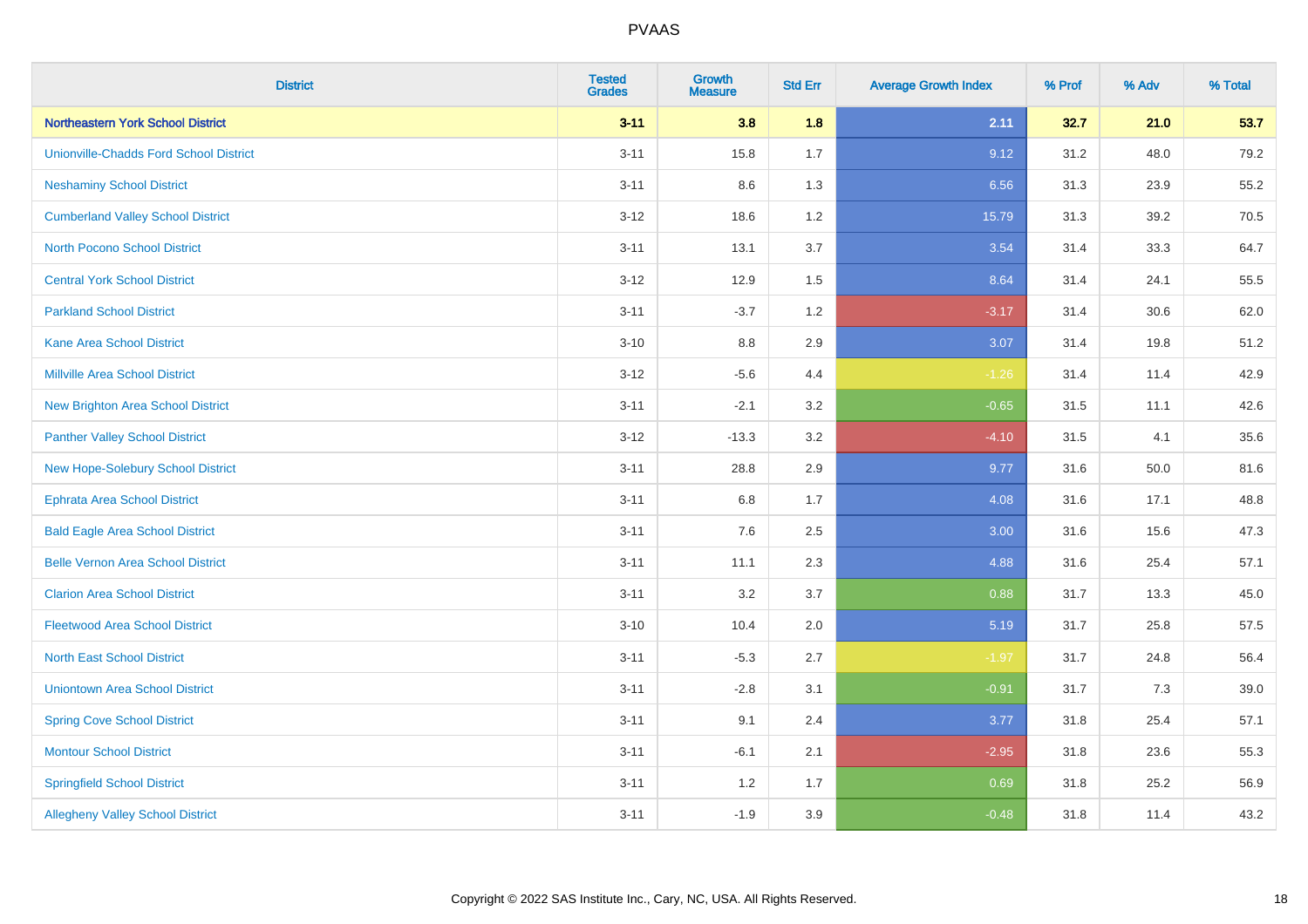# PVAAS

| District | Tested Grades | Growth Measure | Std Err | Average Growth Index | % Prof | % Adv | % Total |
|---|---|---|---|---|---|---|---|
| **Northeastern York School District** | **3-11** | **3.8** | **1.8** | **2.11** | **32.7** | **21.0** | **53.7** |
| Unionville-Chadds Ford School District | 3-11 | 15.8 | 1.7 | 9.12 | 31.2 | 48.0 | 79.2 |
| Neshaminy School District | 3-11 | 8.6 | 1.3 | 6.56 | 31.3 | 23.9 | 55.2 |
| Cumberland Valley School District | 3-12 | 18.6 | 1.2 | 15.79 | 31.3 | 39.2 | 70.5 |
| North Pocono School District | 3-11 | 13.1 | 3.7 | 3.54 | 31.4 | 33.3 | 64.7 |
| Central York School District | 3-12 | 12.9 | 1.5 | 8.64 | 31.4 | 24.1 | 55.5 |
| Parkland School District | 3-11 | -3.7 | 1.2 | -3.17 | 31.4 | 30.6 | 62.0 |
| Kane Area School District | 3-10 | 8.8 | 2.9 | 3.07 | 31.4 | 19.8 | 51.2 |
| Millville Area School District | 3-12 | -5.6 | 4.4 | -1.26 | 31.4 | 11.4 | 42.9 |
| New Brighton Area School District | 3-11 | -2.1 | 3.2 | -0.65 | 31.5 | 11.1 | 42.6 |
| Panther Valley School District | 3-12 | -13.3 | 3.2 | -4.10 | 31.5 | 4.1 | 35.6 |
| New Hope-Solebury School District | 3-11 | 28.8 | 2.9 | 9.77 | 31.6 | 50.0 | 81.6 |
| Ephrata Area School District | 3-11 | 6.8 | 1.7 | 4.08 | 31.6 | 17.1 | 48.8 |
| Bald Eagle Area School District | 3-11 | 7.6 | 2.5 | 3.00 | 31.6 | 15.6 | 47.3 |
| Belle Vernon Area School District | 3-11 | 11.1 | 2.3 | 4.88 | 31.6 | 25.4 | 57.1 |
| Clarion Area School District | 3-11 | 3.2 | 3.7 | 0.88 | 31.7 | 13.3 | 45.0 |
| Fleetwood Area School District | 3-10 | 10.4 | 2.0 | 5.19 | 31.7 | 25.8 | 57.5 |
| North East School District | 3-11 | -5.3 | 2.7 | -1.97 | 31.7 | 24.8 | 56.4 |
| Uniontown Area School District | 3-11 | -2.8 | 3.1 | -0.91 | 31.7 | 7.3 | 39.0 |
| Spring Cove School District | 3-11 | 9.1 | 2.4 | 3.77 | 31.8 | 25.4 | 57.1 |
| Montour School District | 3-11 | -6.1 | 2.1 | -2.95 | 31.8 | 23.6 | 55.3 |
| Springfield School District | 3-11 | 1.2 | 1.7 | 0.69 | 31.8 | 25.2 | 56.9 |
| Allegheny Valley School District | 3-11 | -1.9 | 3.9 | -0.48 | 31.8 | 11.4 | 43.2 |

Copyright © 2022 SAS Institute Inc., Cary, NC, USA. All Rights Reserved.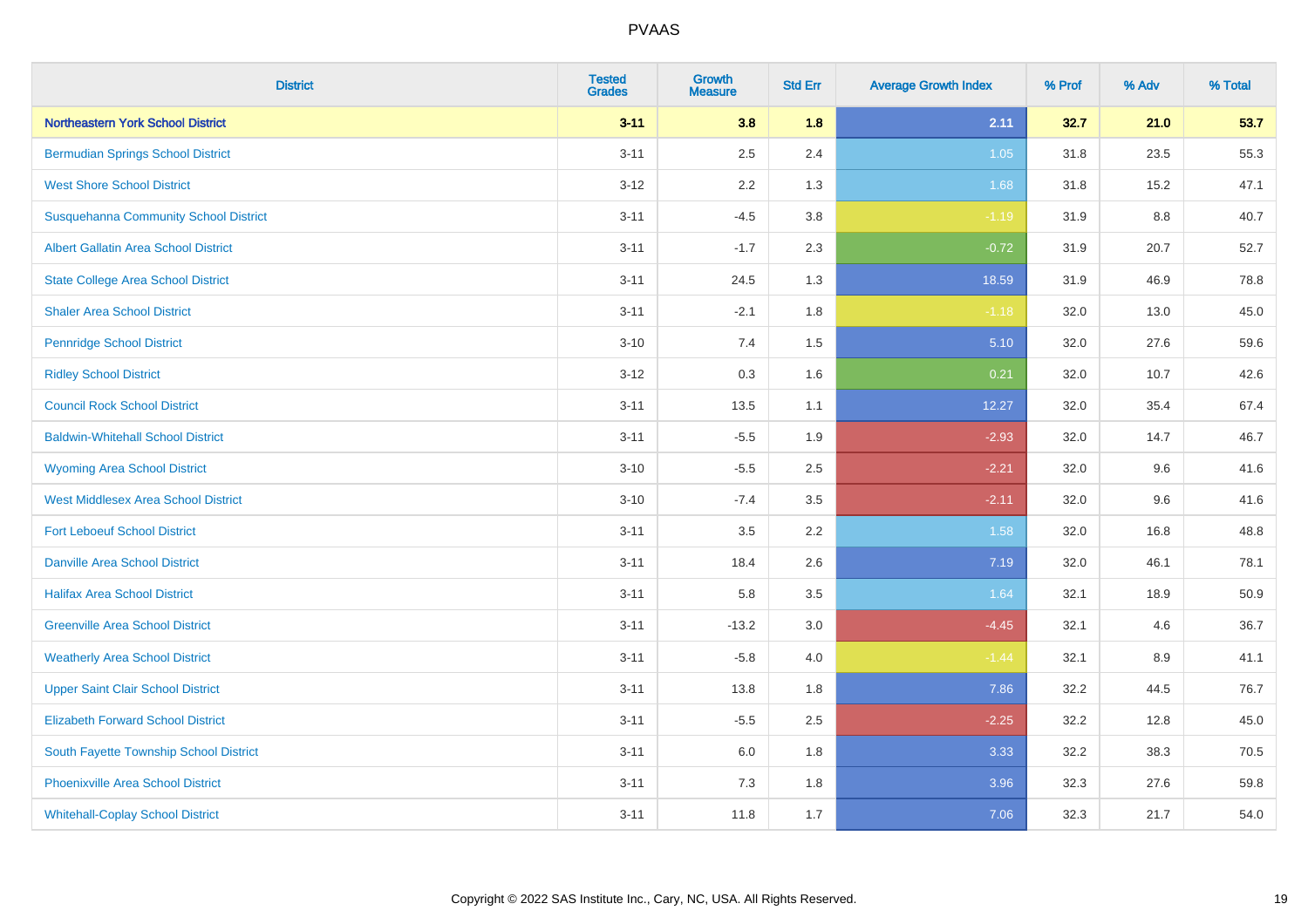# PVAAS

| District | Tested Grades | Growth Measure | Std Err | Average Growth Index | % Prof | % Adv | % Total |
|---|---|---|---|---|---|---|---|
| **Northeastern York School District** | **3-11** | **3.8** | **1.8** | **2.11** | **32.7** | **21.0** | **53.7** |
| Bermudian Springs School District | 3-11 | 2.5 | 2.4 | 1.05 | 31.8 | 23.5 | 55.3 |
| West Shore School District | 3-12 | 2.2 | 1.3 | 1.68 | 31.8 | 15.2 | 47.1 |
| Susquehanna Community School District | 3-11 | -4.5 | 3.8 | -1.19 | 31.9 | 8.8 | 40.7 |
| Albert Gallatin Area School District | 3-11 | -1.7 | 2.3 | -0.72 | 31.9 | 20.7 | 52.7 |
| State College Area School District | 3-11 | 24.5 | 1.3 | 18.59 | 31.9 | 46.9 | 78.8 |
| Shaler Area School District | 3-11 | -2.1 | 1.8 | -1.18 | 32.0 | 13.0 | 45.0 |
| Pennridge School District | 3-10 | 7.4 | 1.5 | 5.10 | 32.0 | 27.6 | 59.6 |
| Ridley School District | 3-12 | 0.3 | 1.6 | 0.21 | 32.0 | 10.7 | 42.6 |
| Council Rock School District | 3-11 | 13.5 | 1.1 | 12.27 | 32.0 | 35.4 | 67.4 |
| Baldwin-Whitehall School District | 3-11 | -5.5 | 1.9 | -2.93 | 32.0 | 14.7 | 46.7 |
| Wyoming Area School District | 3-10 | -5.5 | 2.5 | -2.21 | 32.0 | 9.6 | 41.6 |
| West Middlesex Area School District | 3-10 | -7.4 | 3.5 | -2.11 | 32.0 | 9.6 | 41.6 |
| Fort Leboeuf School District | 3-11 | 3.5 | 2.2 | 1.58 | 32.0 | 16.8 | 48.8 |
| Danville Area School District | 3-11 | 18.4 | 2.6 | 7.19 | 32.0 | 46.1 | 78.1 |
| Halifax Area School District | 3-11 | 5.8 | 3.5 | 1.64 | 32.1 | 18.9 | 50.9 |
| Greenville Area School District | 3-11 | -13.2 | 3.0 | -4.45 | 32.1 | 4.6 | 36.7 |
| Weatherly Area School District | 3-11 | -5.8 | 4.0 | -1.44 | 32.1 | 8.9 | 41.1 |
| Upper Saint Clair School District | 3-11 | 13.8 | 1.8 | 7.86 | 32.2 | 44.5 | 76.7 |
| Elizabeth Forward School District | 3-11 | -5.5 | 2.5 | -2.25 | 32.2 | 12.8 | 45.0 |
| South Fayette Township School District | 3-11 | 6.0 | 1.8 | 3.33 | 32.2 | 38.3 | 70.5 |
| Phoenixville Area School District | 3-11 | 7.3 | 1.8 | 3.96 | 32.3 | 27.6 | 59.8 |
| Whitehall-Coplay School District | 3-11 | 11.8 | 1.7 | 7.06 | 32.3 | 21.7 | 54.0 |

Copyright © 2022 SAS Institute Inc., Cary, NC, USA. All Rights Reserved.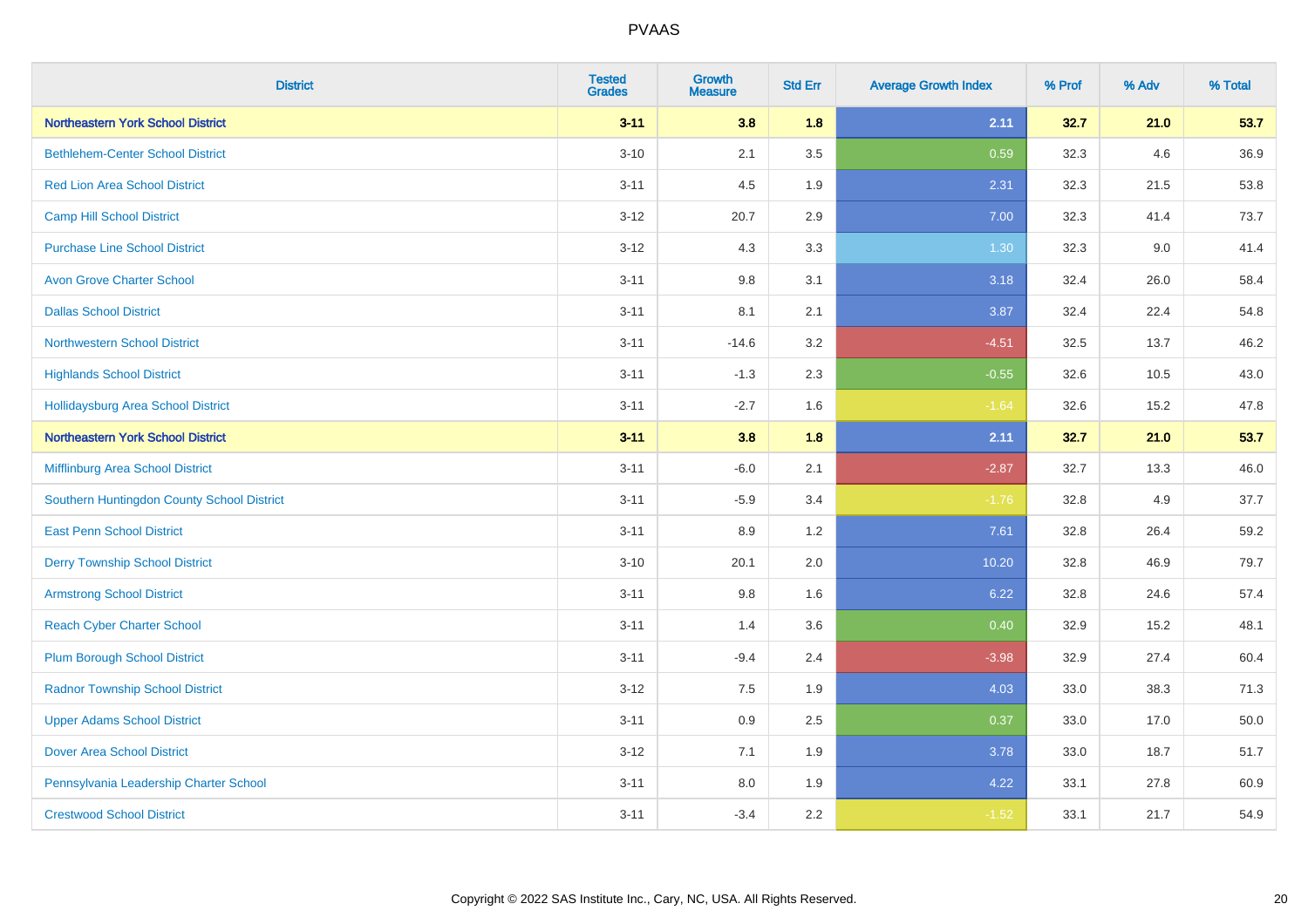| District | Tested Grades | Growth Measure | Std Err | Average Growth Index | % Prof | % Adv | % Total |
|---|---|---|---|---|---|---|---|
| **Northeastern York School District** | **3-11** | **3.8** | **1.8** | **2.11** | **32.7** | **21.0** | **53.7** |
| Bethlehem-Center School District | 3-10 | 2.1 | 3.5 | 0.59 | 32.3 | 4.6 | 36.9 |
| Red Lion Area School District | 3-11 | 4.5 | 1.9 | 2.31 | 32.3 | 21.5 | 53.8 |
| Camp Hill School District | 3-12 | 20.7 | 2.9 | 7.00 | 32.3 | 41.4 | 73.7 |
| Purchase Line School District | 3-12 | 4.3 | 3.3 | 1.30 | 32.3 | 9.0 | 41.4 |
| Avon Grove Charter School | 3-11 | 9.8 | 3.1 | 3.18 | 32.4 | 26.0 | 58.4 |
| Dallas School District | 3-11 | 8.1 | 2.1 | 3.87 | 32.4 | 22.4 | 54.8 |
| Northwestern School District | 3-11 | -14.6 | 3.2 | -4.51 | 32.5 | 13.7 | 46.2 |
| Highlands School District | 3-11 | -1.3 | 2.3 | -0.55 | 32.6 | 10.5 | 43.0 |
| Hollidaysburg Area School District | 3-11 | -2.7 | 1.6 | -1.64 | 32.6 | 15.2 | 47.8 |
| **Northeastern York School District** | **3-11** | **3.8** | **1.8** | **2.11** | **32.7** | **21.0** | **53.7** |
| Mifflinburg Area School District | 3-11 | -6.0 | 2.1 | -2.87 | 32.7 | 13.3 | 46.0 |
| Southern Huntingdon County School District | 3-11 | -5.9 | 3.4 | -1.76 | 32.8 | 4.9 | 37.7 |
| East Penn School District | 3-11 | 8.9 | 1.2 | 7.61 | 32.8 | 26.4 | 59.2 |
| Derry Township School District | 3-10 | 20.1 | 2.0 | 10.20 | 32.8 | 46.9 | 79.7 |
| Armstrong School District | 3-11 | 9.8 | 1.6 | 6.22 | 32.8 | 24.6 | 57.4 |
| Reach Cyber Charter School | 3-11 | 1.4 | 3.6 | 0.40 | 32.9 | 15.2 | 48.1 |
| Plum Borough School District | 3-11 | -9.4 | 2.4 | -3.98 | 32.9 | 27.4 | 60.4 |
| Radnor Township School District | 3-12 | 7.5 | 1.9 | 4.03 | 33.0 | 38.3 | 71.3 |
| Upper Adams School District | 3-11 | 0.9 | 2.5 | 0.37 | 33.0 | 17.0 | 50.0 |
| Dover Area School District | 3-12 | 7.1 | 1.9 | 3.78 | 33.0 | 18.7 | 51.7 |
| Pennsylvania Leadership Charter School | 3-11 | 8.0 | 1.9 | 4.22 | 33.1 | 27.8 | 60.9 |
| Crestwood School District | 3-11 | -3.4 | 2.2 | -1.52 | 33.1 | 21.7 | 54.9 |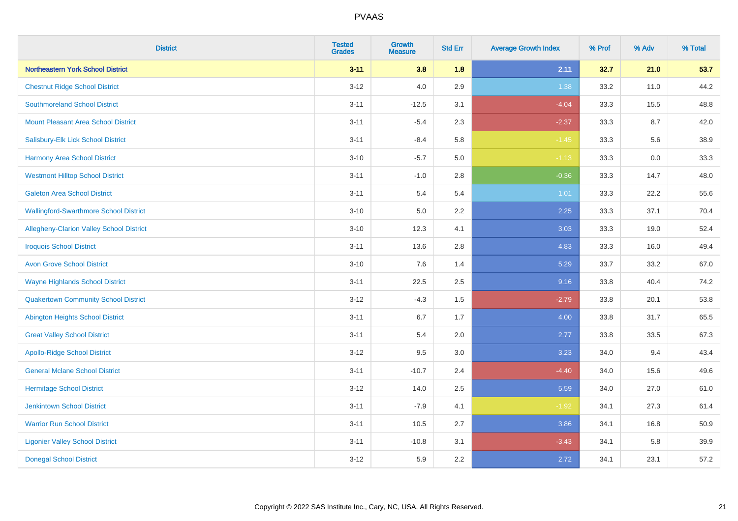# PVAAS

| District | Tested Grades | Growth Measure | Std Err | Average Growth Index | % Prof | % Adv | % Total |
|---|---|---|---|---|---|---|---|
| **Northeastern York School District** | **3-11** | **3.8** | **1.8** | **2.11** | **32.7** | **21.0** | **53.7** |
| Chestnut Ridge School District | 3-12 | 4.0 | 2.9 | 1.38 | 33.2 | 11.0 | 44.2 |
| Southmoreland School District | 3-11 | -12.5 | 3.1 | -4.04 | 33.3 | 15.5 | 48.8 |
| Mount Pleasant Area School District | 3-11 | -5.4 | 2.3 | -2.37 | 33.3 | 8.7 | 42.0 |
| Salisbury-Elk Lick School District | 3-11 | -8.4 | 5.8 | -1.45 | 33.3 | 5.6 | 38.9 |
| Harmony Area School District | 3-10 | -5.7 | 5.0 | -1.13 | 33.3 | 0.0 | 33.3 |
| Westmont Hilltop School District | 3-11 | -1.0 | 2.8 | -0.36 | 33.3 | 14.7 | 48.0 |
| Galeton Area School District | 3-11 | 5.4 | 5.4 | 1.01 | 33.3 | 22.2 | 55.6 |
| Wallingford-Swarthmore School District | 3-10 | 5.0 | 2.2 | 2.25 | 33.3 | 37.1 | 70.4 |
| Allegheny-Clarion Valley School District | 3-10 | 12.3 | 4.1 | 3.03 | 33.3 | 19.0 | 52.4 |
| Iroquois School District | 3-11 | 13.6 | 2.8 | 4.83 | 33.3 | 16.0 | 49.4 |
| Avon Grove School District | 3-10 | 7.6 | 1.4 | 5.29 | 33.7 | 33.2 | 67.0 |
| Wayne Highlands School District | 3-11 | 22.5 | 2.5 | 9.16 | 33.8 | 40.4 | 74.2 |
| Quakertown Community School District | 3-12 | -4.3 | 1.5 | -2.79 | 33.8 | 20.1 | 53.8 |
| Abington Heights School District | 3-11 | 6.7 | 1.7 | 4.00 | 33.8 | 31.7 | 65.5 |
| Great Valley School District | 3-11 | 5.4 | 2.0 | 2.77 | 33.8 | 33.5 | 67.3 |
| Apollo-Ridge School District | 3-12 | 9.5 | 3.0 | 3.23 | 34.0 | 9.4 | 43.4 |
| General Mclane School District | 3-11 | -10.7 | 2.4 | -4.40 | 34.0 | 15.6 | 49.6 |
| Hermitage School District | 3-12 | 14.0 | 2.5 | 5.59 | 34.0 | 27.0 | 61.0 |
| Jenkintown School District | 3-11 | -7.9 | 4.1 | -1.92 | 34.1 | 27.3 | 61.4 |
| Warrior Run School District | 3-11 | 10.5 | 2.7 | 3.86 | 34.1 | 16.8 | 50.9 |
| Ligonier Valley School District | 3-11 | -10.8 | 3.1 | -3.43 | 34.1 | 5.8 | 39.9 |
| Donegal School District | 3-12 | 5.9 | 2.2 | 2.72 | 34.1 | 23.1 | 57.2 |

Copyright © 2022 SAS Institute Inc., Cary, NC, USA. All Rights Reserved.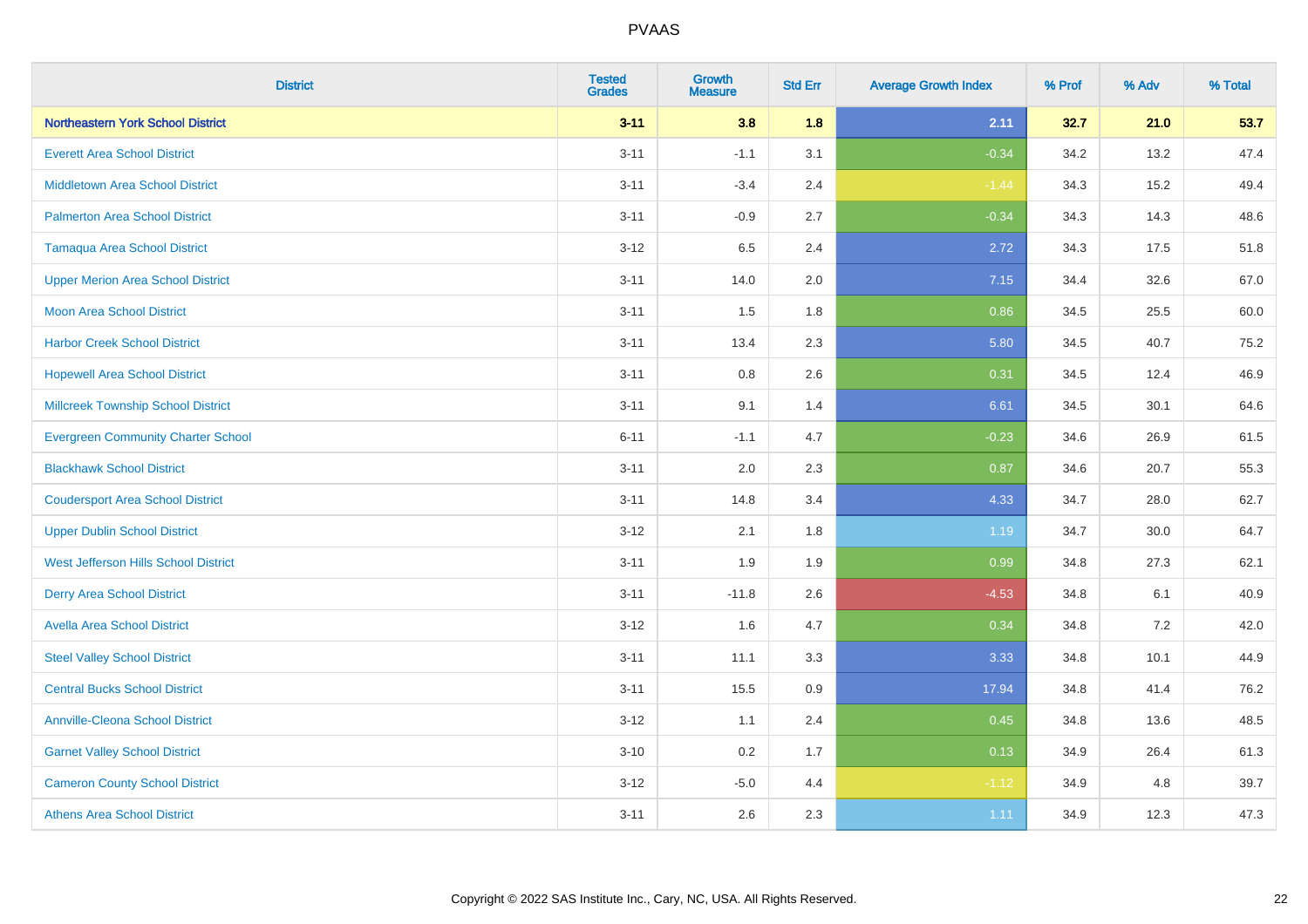| District | Tested Grades | Growth Measure | Std Err | Average Growth Index | % Prof | % Adv | % Total |
|---|---|---|---|---|---|---|---|
| **Northeastern York School District** | **3-11** | **3.8** | **1.8** | **2.11** | **32.7** | **21.0** | **53.7** |
| Everett Area School District | 3-11 | -1.1 | 3.1 | -0.34 | 34.2 | 13.2 | 47.4 |
| Middletown Area School District | 3-11 | -3.4 | 2.4 | -1.44 | 34.3 | 15.2 | 49.4 |
| Palmerton Area School District | 3-11 | -0.9 | 2.7 | -0.34 | 34.3 | 14.3 | 48.6 |
| Tamaqua Area School District | 3-12 | 6.5 | 2.4 | 2.72 | 34.3 | 17.5 | 51.8 |
| Upper Merion Area School District | 3-11 | 14.0 | 2.0 | 7.15 | 34.4 | 32.6 | 67.0 |
| Moon Area School District | 3-11 | 1.5 | 1.8 | 0.86 | 34.5 | 25.5 | 60.0 |
| Harbor Creek School District | 3-11 | 13.4 | 2.3 | 5.80 | 34.5 | 40.7 | 75.2 |
| Hopewell Area School District | 3-11 | 0.8 | 2.6 | 0.31 | 34.5 | 12.4 | 46.9 |
| Millcreek Township School District | 3-11 | 9.1 | 1.4 | 6.61 | 34.5 | 30.1 | 64.6 |
| Evergreen Community Charter School | 6-11 | -1.1 | 4.7 | -0.23 | 34.6 | 26.9 | 61.5 |
| Blackhawk School District | 3-11 | 2.0 | 2.3 | 0.87 | 34.6 | 20.7 | 55.3 |
| Coudersport Area School District | 3-11 | 14.8 | 3.4 | 4.33 | 34.7 | 28.0 | 62.7 |
| Upper Dublin School District | 3-12 | 2.1 | 1.8 | 1.19 | 34.7 | 30.0 | 64.7 |
| West Jefferson Hills School District | 3-11 | 1.9 | 1.9 | 0.99 | 34.8 | 27.3 | 62.1 |
| Derry Area School District | 3-11 | -11.8 | 2.6 | -4.53 | 34.8 | 6.1 | 40.9 |
| Avella Area School District | 3-12 | 1.6 | 4.7 | 0.34 | 34.8 | 7.2 | 42.0 |
| Steel Valley School District | 3-11 | 11.1 | 3.3 | 3.33 | 34.8 | 10.1 | 44.9 |
| Central Bucks School District | 3-11 | 15.5 | 0.9 | 17.94 | 34.8 | 41.4 | 76.2 |
| Annville-Cleona School District | 3-12 | 1.1 | 2.4 | 0.45 | 34.8 | 13.6 | 48.5 |
| Garnet Valley School District | 3-10 | 0.2 | 1.7 | 0.13 | 34.9 | 26.4 | 61.3 |
| Cameron County School District | 3-12 | -5.0 | 4.4 | -1.12 | 34.9 | 4.8 | 39.7 |
| Athens Area School District | 3-11 | 2.6 | 2.3 | 1.11 | 34.9 | 12.3 | 47.3 |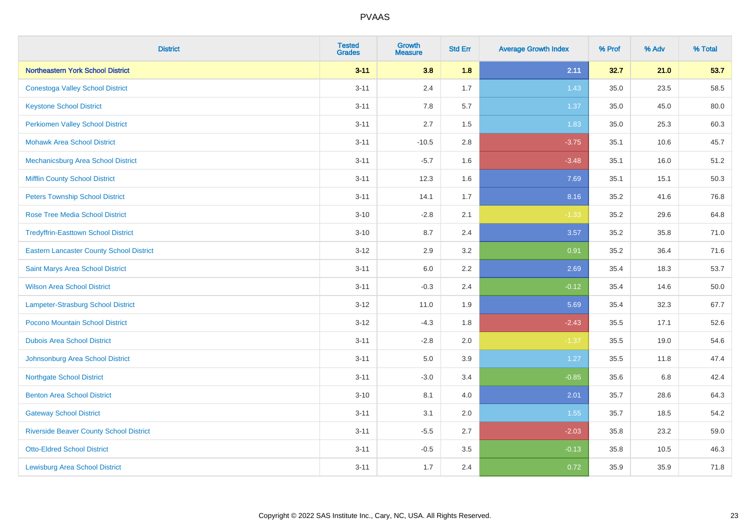# PVAAS

| District | Tested Grades | Growth Measure | Std Err | Average Growth Index | % Prof | % Adv | % Total |
|---|---|---|---|---|---|---|---|
| **Northeastern York School District** | **3-11** | **3.8** | **1.8** | **2.11** | **32.7** | **21.0** | **53.7** |
| Conestoga Valley School District | 3-11 | 2.4 | 1.7 | 1.43 | 35.0 | 23.5 | 58.5 |
| Keystone School District | 3-11 | 7.8 | 5.7 | 1.37 | 35.0 | 45.0 | 80.0 |
| Perkiomen Valley School District | 3-11 | 2.7 | 1.5 | 1.83 | 35.0 | 25.3 | 60.3 |
| Mohawk Area School District | 3-11 | -10.5 | 2.8 | -3.75 | 35.1 | 10.6 | 45.7 |
| Mechanicsburg Area School District | 3-11 | -5.7 | 1.6 | -3.48 | 35.1 | 16.0 | 51.2 |
| Mifflin County School District | 3-11 | 12.3 | 1.6 | 7.69 | 35.1 | 15.1 | 50.3 |
| Peters Township School District | 3-11 | 14.1 | 1.7 | 8.16 | 35.2 | 41.6 | 76.8 |
| Rose Tree Media School District | 3-10 | -2.8 | 2.1 | -1.33 | 35.2 | 29.6 | 64.8 |
| Tredyffrin-Easttown School District | 3-10 | 8.7 | 2.4 | 3.57 | 35.2 | 35.8 | 71.0 |
| Eastern Lancaster County School District | 3-12 | 2.9 | 3.2 | 0.91 | 35.2 | 36.4 | 71.6 |
| Saint Marys Area School District | 3-11 | 6.0 | 2.2 | 2.69 | 35.4 | 18.3 | 53.7 |
| Wilson Area School District | 3-11 | -0.3 | 2.4 | -0.12 | 35.4 | 14.6 | 50.0 |
| Lampeter-Strasburg School District | 3-12 | 11.0 | 1.9 | 5.69 | 35.4 | 32.3 | 67.7 |
| Pocono Mountain School District | 3-12 | -4.3 | 1.8 | -2.43 | 35.5 | 17.1 | 52.6 |
| Dubois Area School District | 3-11 | -2.8 | 2.0 | -1.37 | 35.5 | 19.0 | 54.6 |
| Johnsonburg Area School District | 3-11 | 5.0 | 3.9 | 1.27 | 35.5 | 11.8 | 47.4 |
| Northgate School District | 3-11 | -3.0 | 3.4 | -0.85 | 35.6 | 6.8 | 42.4 |
| Benton Area School District | 3-10 | 8.1 | 4.0 | 2.01 | 35.7 | 28.6 | 64.3 |
| Gateway School District | 3-11 | 3.1 | 2.0 | 1.55 | 35.7 | 18.5 | 54.2 |
| Riverside Beaver County School District | 3-11 | -5.5 | 2.7 | -2.03 | 35.8 | 23.2 | 59.0 |
| Otto-Eldred School District | 3-11 | -0.5 | 3.5 | -0.13 | 35.8 | 10.5 | 46.3 |
| Lewisburg Area School District | 3-11 | 1.7 | 2.4 | 0.72 | 35.9 | 35.9 | 71.8 |

Copyright © 2022 SAS Institute Inc., Cary, NC, USA. All Rights Reserved.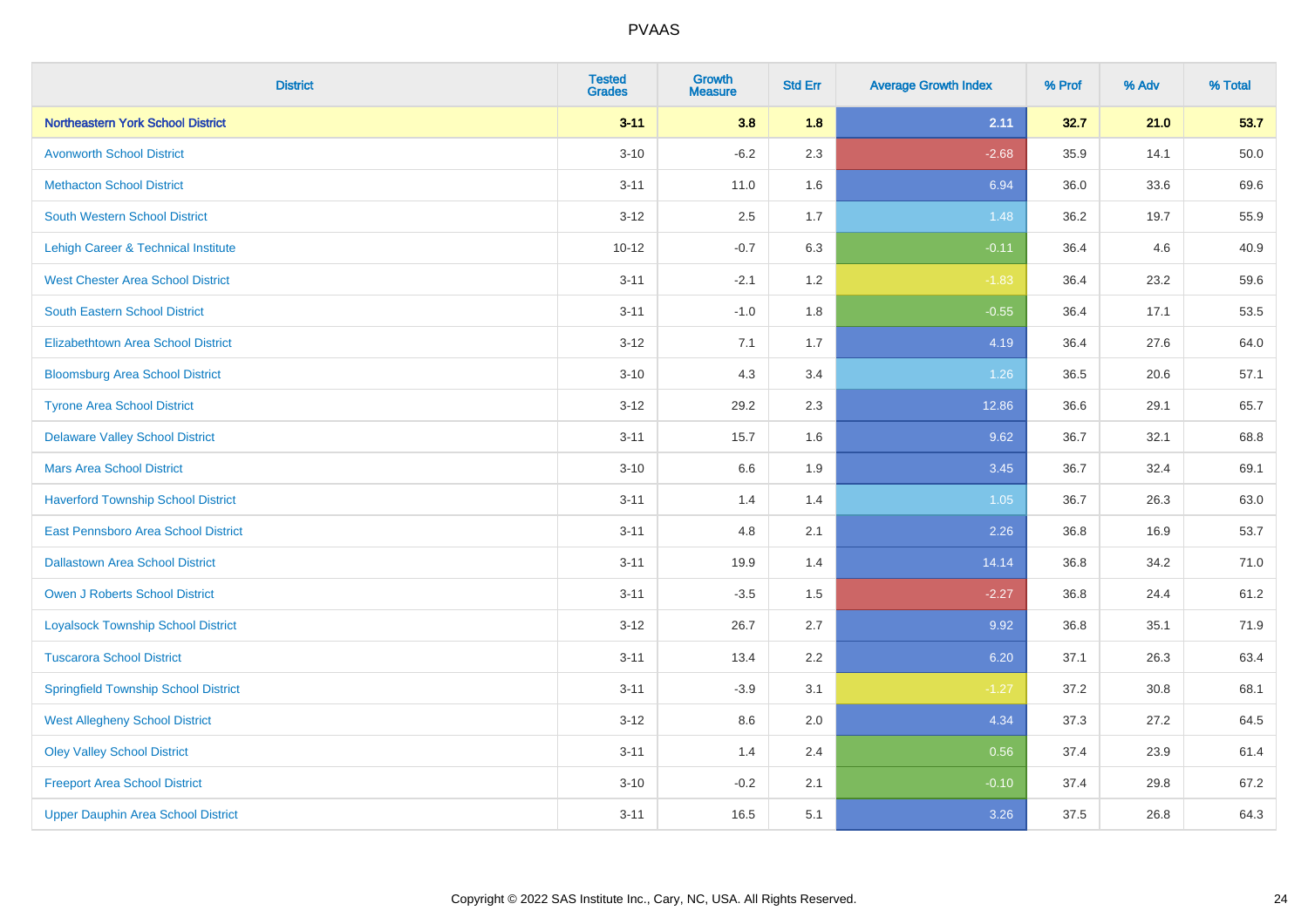# PVAAS

| District | Tested Grades | Growth Measure | Std Err | Average Growth Index | % Prof | % Adv | % Total |
|---|---|---|---|---|---|---|---|
| **Northeastern York School District** | **3-11** | **3.8** | **1.8** | **2.11** | **32.7** | **21.0** | **53.7** |
| Avonworth School District | 3-10 | -6.2 | 2.3 | -2.68 | 35.9 | 14.1 | 50.0 |
| Methacton School District | 3-11 | 11.0 | 1.6 | 6.94 | 36.0 | 33.6 | 69.6 |
| South Western School District | 3-12 | 2.5 | 1.7 | 1.48 | 36.2 | 19.7 | 55.9 |
| Lehigh Career & Technical Institute | 10-12 | -0.7 | 6.3 | -0.11 | 36.4 | 4.6 | 40.9 |
| West Chester Area School District | 3-11 | -2.1 | 1.2 | -1.83 | 36.4 | 23.2 | 59.6 |
| South Eastern School District | 3-11 | -1.0 | 1.8 | -0.55 | 36.4 | 17.1 | 53.5 |
| Elizabethtown Area School District | 3-12 | 7.1 | 1.7 | 4.19 | 36.4 | 27.6 | 64.0 |
| Bloomsburg Area School District | 3-10 | 4.3 | 3.4 | 1.26 | 36.5 | 20.6 | 57.1 |
| Tyrone Area School District | 3-12 | 29.2 | 2.3 | 12.86 | 36.6 | 29.1 | 65.7 |
| Delaware Valley School District | 3-11 | 15.7 | 1.6 | 9.62 | 36.7 | 32.1 | 68.8 |
| Mars Area School District | 3-10 | 6.6 | 1.9 | 3.45 | 36.7 | 32.4 | 69.1 |
| Haverford Township School District | 3-11 | 1.4 | 1.4 | 1.05 | 36.7 | 26.3 | 63.0 |
| East Pennsboro Area School District | 3-11 | 4.8 | 2.1 | 2.26 | 36.8 | 16.9 | 53.7 |
| Dallastown Area School District | 3-11 | 19.9 | 1.4 | 14.14 | 36.8 | 34.2 | 71.0 |
| Owen J Roberts School District | 3-11 | -3.5 | 1.5 | -2.27 | 36.8 | 24.4 | 61.2 |
| Loyalsock Township School District | 3-12 | 26.7 | 2.7 | 9.92 | 36.8 | 35.1 | 71.9 |
| Tuscarora School District | 3-11 | 13.4 | 2.2 | 6.20 | 37.1 | 26.3 | 63.4 |
| Springfield Township School District | 3-11 | -3.9 | 3.1 | -1.27 | 37.2 | 30.8 | 68.1 |
| West Allegheny School District | 3-12 | 8.6 | 2.0 | 4.34 | 37.3 | 27.2 | 64.5 |
| Oley Valley School District | 3-11 | 1.4 | 2.4 | 0.56 | 37.4 | 23.9 | 61.4 |
| Freeport Area School District | 3-10 | -0.2 | 2.1 | -0.10 | 37.4 | 29.8 | 67.2 |
| Upper Dauphin Area School District | 3-11 | 16.5 | 5.1 | 3.26 | 37.5 | 26.8 | 64.3 |

Copyright © 2022 SAS Institute Inc., Cary, NC, USA. All Rights Reserved.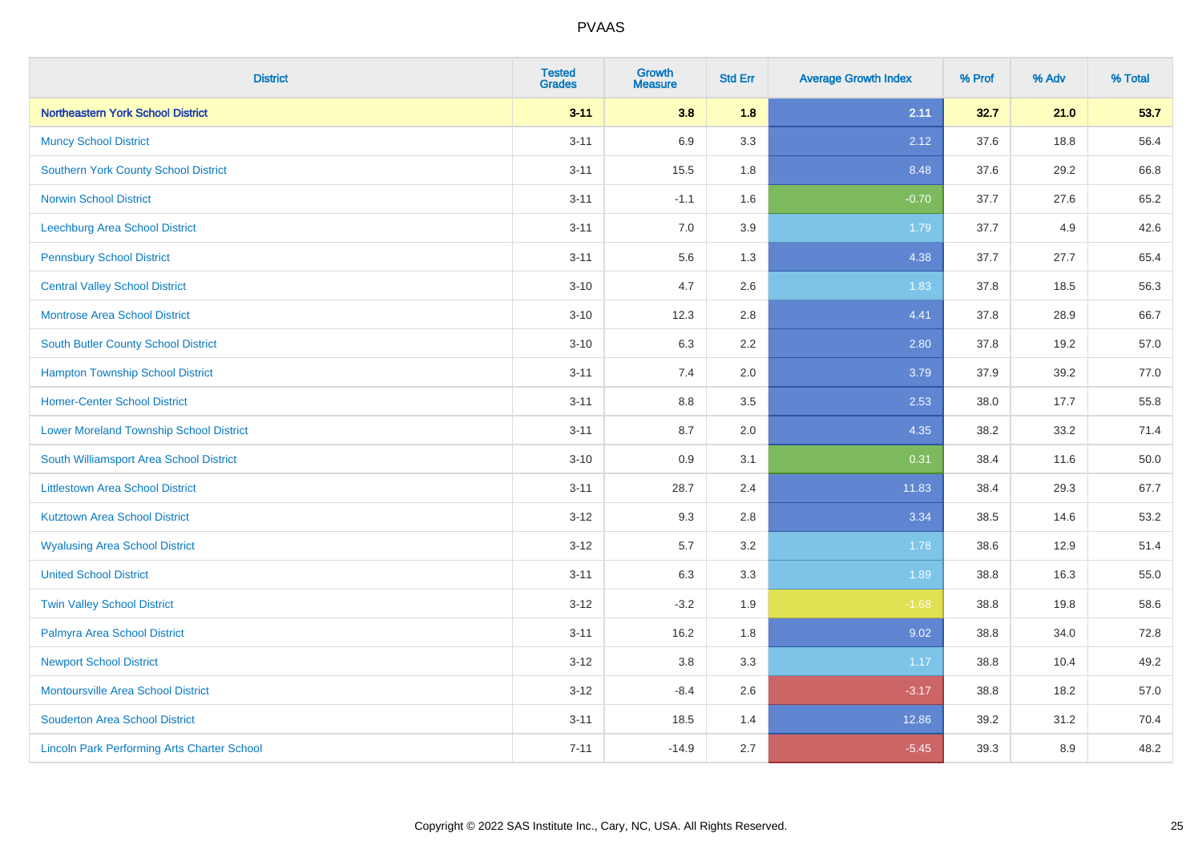# PVAAS

| District | Tested Grades | Growth Measure | Std Err | Average Growth Index | % Prof | % Adv | % Total |
|---|---|---|---|---|---|---|---|
| **Northeastern York School District** | **3-11** | **3.8** | **1.8** | **2.11** | **32.7** | **21.0** | **53.7** |
| Muncy School District | 3-11 | 6.9 | 3.3 | 2.12 | 37.6 | 18.8 | 56.4 |
| Southern York County School District | 3-11 | 15.5 | 1.8 | 8.48 | 37.6 | 29.2 | 66.8 |
| Norwin School District | 3-11 | -1.1 | 1.6 | -0.70 | 37.7 | 27.6 | 65.2 |
| Leechburg Area School District | 3-11 | 7.0 | 3.9 | 1.79 | 37.7 | 4.9 | 42.6 |
| Pennsbury School District | 3-11 | 5.6 | 1.3 | 4.38 | 37.7 | 27.7 | 65.4 |
| Central Valley School District | 3-10 | 4.7 | 2.6 | 1.83 | 37.8 | 18.5 | 56.3 |
| Montrose Area School District | 3-10 | 12.3 | 2.8 | 4.41 | 37.8 | 28.9 | 66.7 |
| South Butler County School District | 3-10 | 6.3 | 2.2 | 2.80 | 37.8 | 19.2 | 57.0 |
| Hampton Township School District | 3-11 | 7.4 | 2.0 | 3.79 | 37.9 | 39.2 | 77.0 |
| Homer-Center School District | 3-11 | 8.8 | 3.5 | 2.53 | 38.0 | 17.7 | 55.8 |
| Lower Moreland Township School District | 3-11 | 8.7 | 2.0 | 4.35 | 38.2 | 33.2 | 71.4 |
| South Williamsport Area School District | 3-10 | 0.9 | 3.1 | 0.31 | 38.4 | 11.6 | 50.0 |
| Littlestown Area School District | 3-11 | 28.7 | 2.4 | 11.83 | 38.4 | 29.3 | 67.7 |
| Kutztown Area School District | 3-12 | 9.3 | 2.8 | 3.34 | 38.5 | 14.6 | 53.2 |
| Wyalusing Area School District | 3-12 | 5.7 | 3.2 | 1.78 | 38.6 | 12.9 | 51.4 |
| United School District | 3-11 | 6.3 | 3.3 | 1.89 | 38.8 | 16.3 | 55.0 |
| Twin Valley School District | 3-12 | -3.2 | 1.9 | -1.68 | 38.8 | 19.8 | 58.6 |
| Palmyra Area School District | 3-11 | 16.2 | 1.8 | 9.02 | 38.8 | 34.0 | 72.8 |
| Newport School District | 3-12 | 3.8 | 3.3 | 1.17 | 38.8 | 10.4 | 49.2 |
| Montoursville Area School District | 3-12 | -8.4 | 2.6 | -3.17 | 38.8 | 18.2 | 57.0 |
| Souderton Area School District | 3-11 | 18.5 | 1.4 | 12.86 | 39.2 | 31.2 | 70.4 |
| Lincoln Park Performing Arts Charter School | 7-11 | -14.9 | 2.7 | -5.45 | 39.3 | 8.9 | 48.2 |

Copyright © 2022 SAS Institute Inc., Cary, NC, USA. All Rights Reserved.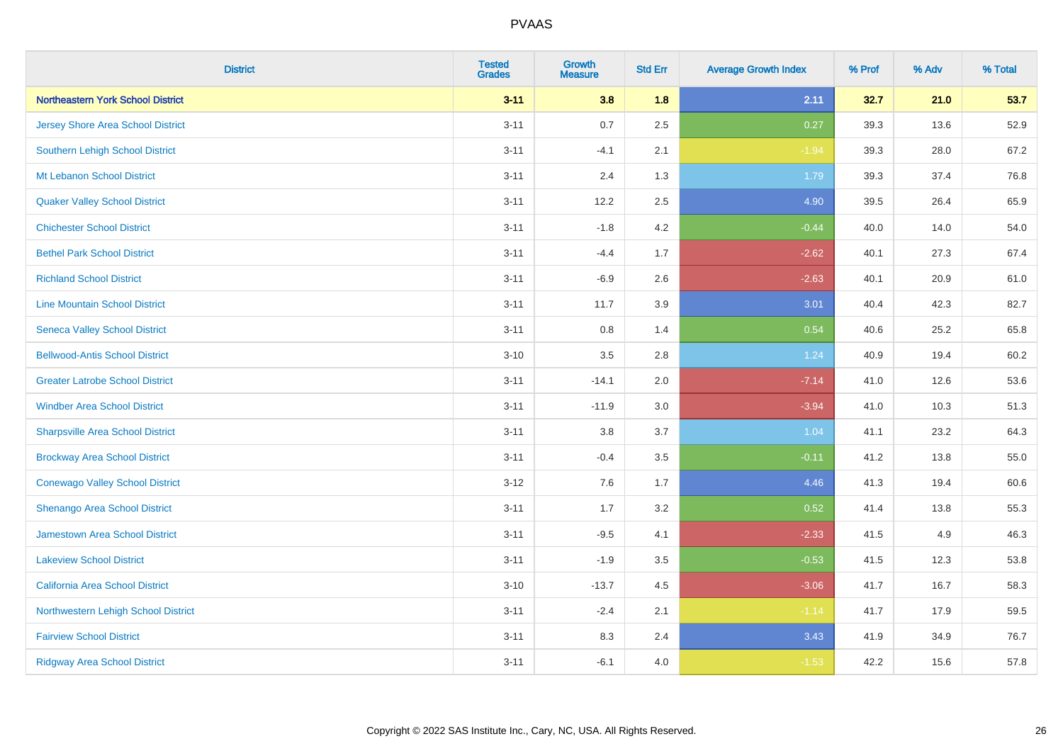| District | Tested Grades | Growth Measure | Std Err | Average Growth Index | % Prof | % Adv | % Total |
|---|---|---|---|---|---|---|---|
| **Northeastern York School District** | **3-11** | **3.8** | **1.8** | **2.11** | **32.7** | **21.0** | **53.7** |
| Jersey Shore Area School District | 3-11 | 0.7 | 2.5 | 0.27 | 39.3 | 13.6 | 52.9 |
| Southern Lehigh School District | 3-11 | -4.1 | 2.1 | -1.94 | 39.3 | 28.0 | 67.2 |
| Mt Lebanon School District | 3-11 | 2.4 | 1.3 | 1.79 | 39.3 | 37.4 | 76.8 |
| Quaker Valley School District | 3-11 | 12.2 | 2.5 | 4.90 | 39.5 | 26.4 | 65.9 |
| Chichester School District | 3-11 | -1.8 | 4.2 | -0.44 | 40.0 | 14.0 | 54.0 |
| Bethel Park School District | 3-11 | -4.4 | 1.7 | -2.62 | 40.1 | 27.3 | 67.4 |
| Richland School District | 3-11 | -6.9 | 2.6 | -2.63 | 40.1 | 20.9 | 61.0 |
| Line Mountain School District | 3-11 | 11.7 | 3.9 | 3.01 | 40.4 | 42.3 | 82.7 |
| Seneca Valley School District | 3-11 | 0.8 | 1.4 | 0.54 | 40.6 | 25.2 | 65.8 |
| Bellwood-Antis School District | 3-10 | 3.5 | 2.8 | 1.24 | 40.9 | 19.4 | 60.2 |
| Greater Latrobe School District | 3-11 | -14.1 | 2.0 | -7.14 | 41.0 | 12.6 | 53.6 |
| Windber Area School District | 3-11 | -11.9 | 3.0 | -3.94 | 41.0 | 10.3 | 51.3 |
| Sharpsville Area School District | 3-11 | 3.8 | 3.7 | 1.04 | 41.1 | 23.2 | 64.3 |
| Brockway Area School District | 3-11 | -0.4 | 3.5 | -0.11 | 41.2 | 13.8 | 55.0 |
| Conewago Valley School District | 3-12 | 7.6 | 1.7 | 4.46 | 41.3 | 19.4 | 60.6 |
| Shenango Area School District | 3-11 | 1.7 | 3.2 | 0.52 | 41.4 | 13.8 | 55.3 |
| Jamestown Area School District | 3-11 | -9.5 | 4.1 | -2.33 | 41.5 | 4.9 | 46.3 |
| Lakeview School District | 3-11 | -1.9 | 3.5 | -0.53 | 41.5 | 12.3 | 53.8 |
| California Area School District | 3-10 | -13.7 | 4.5 | -3.06 | 41.7 | 16.7 | 58.3 |
| Northwestern Lehigh School District | 3-11 | -2.4 | 2.1 | -1.14 | 41.7 | 17.9 | 59.5 |
| Fairview School District | 3-11 | 8.3 | 2.4 | 3.43 | 41.9 | 34.9 | 76.7 |
| Ridgway Area School District | 3-11 | -6.1 | 4.0 | -1.53 | 42.2 | 15.6 | 57.8 |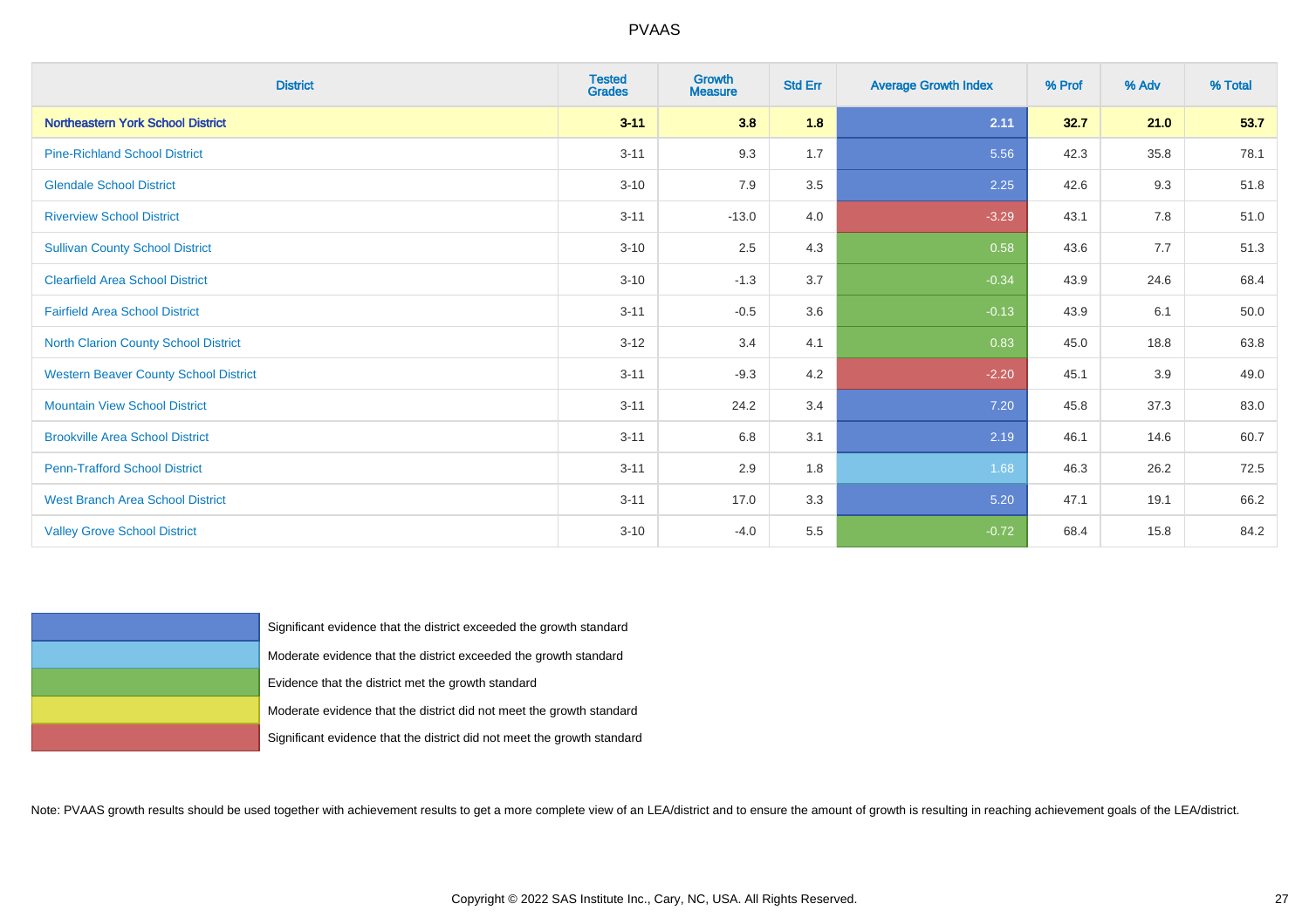PVAAS

| District | Tested Grades | Growth Measure | Std Err | Average Growth Index | % Prof | % Adv | % Total |
|---|---|---|---|---|---|---|---|
| **Northeastern York School District** | **3-11** | **3.8** | **1.8** | **2.11** | **32.7** | **21.0** | **53.7** |
| Pine-Richland School District | 3-11 | 9.3 | 1.7 | 5.56 | 42.3 | 35.8 | 78.1 |
| Glendale School District | 3-10 | 7.9 | 3.5 | 2.25 | 42.6 | 9.3 | 51.8 |
| Riverview School District | 3-11 | -13.0 | 4.0 | -3.29 | 43.1 | 7.8 | 51.0 |
| Sullivan County School District | 3-10 | 2.5 | 4.3 | 0.58 | 43.6 | 7.7 | 51.3 |
| Clearfield Area School District | 3-10 | -1.3 | 3.7 | -0.34 | 43.9 | 24.6 | 68.4 |
| Fairfield Area School District | 3-11 | -0.5 | 3.6 | -0.13 | 43.9 | 6.1 | 50.0 |
| North Clarion County School District | 3-12 | 3.4 | 4.1 | 0.83 | 45.0 | 18.8 | 63.8 |
| Western Beaver County School District | 3-11 | -9.3 | 4.2 | -2.20 | 45.1 | 3.9 | 49.0 |
| Mountain View School District | 3-11 | 24.2 | 3.4 | 7.20 | 45.8 | 37.3 | 83.0 |
| Brookville Area School District | 3-11 | 6.8 | 3.1 | 2.19 | 46.1 | 14.6 | 60.7 |
| Penn-Trafford School District | 3-11 | 2.9 | 1.8 | 1.68 | 46.3 | 26.2 | 72.5 |
| West Branch Area School District | 3-11 | 17.0 | 3.3 | 5.20 | 47.1 | 19.1 | 66.2 |
| Valley Grove School District | 3-10 | -4.0 | 5.5 | -0.72 | 68.4 | 15.8 | 84.2 |

Significant evidence that the district exceeded the growth standard

Moderate evidence that the district exceeded the growth standard

Evidence that the district met the growth standard

Moderate evidence that the district did not meet the growth standard

Significant evidence that the district did not meet the growth standard

Note: PVAAS growth results should be used together with achievement results to get a more complete view of an LEA/district and to ensure the amount of growth is resulting in reaching achievement goals of the LEA/district.

Copyright © 2022 SAS Institute Inc., Cary, NC, USA. All Rights Reserved.